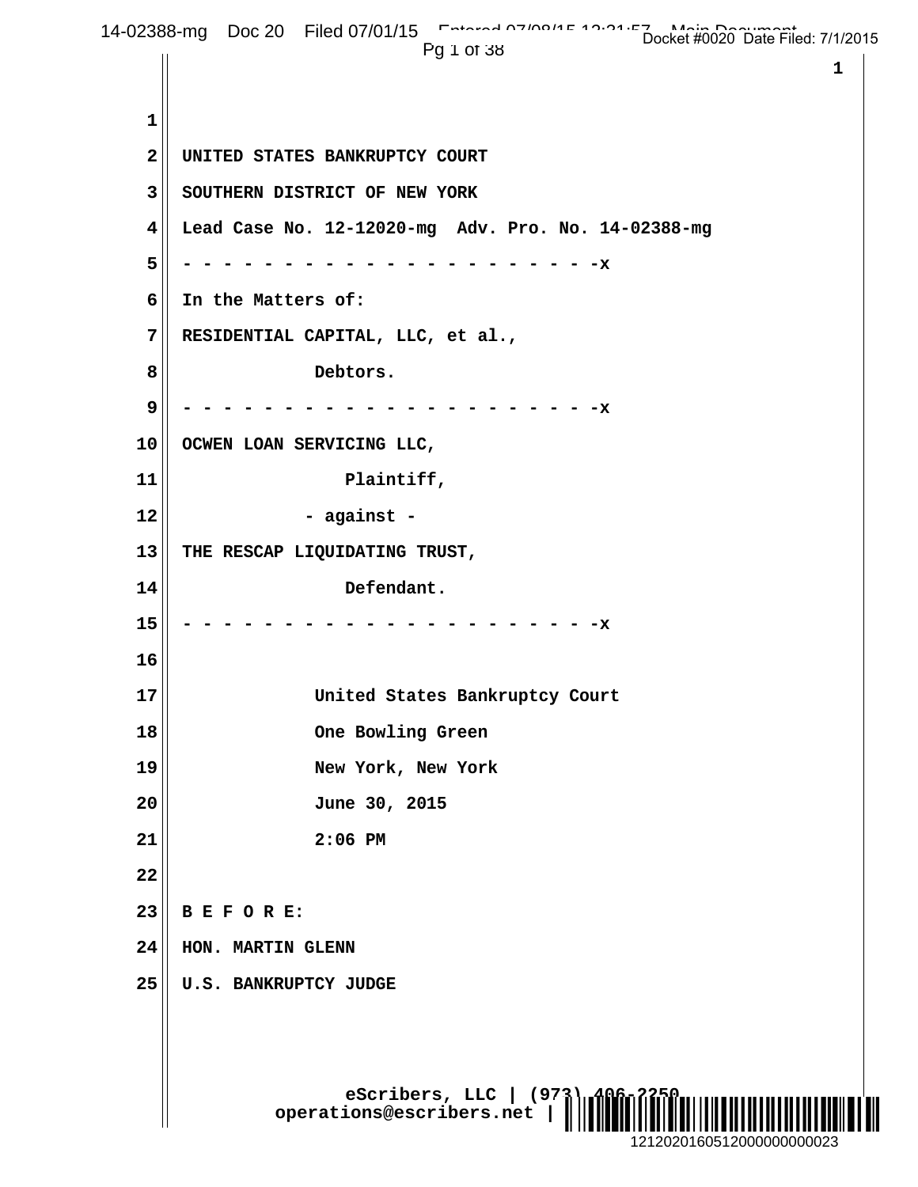UNITED STATES BANKRUPTCY COURT

SOUTHERN DISTRICT OF NEW YORK

Lead Case No. 12-12020-mg  Adv. Pro. No. 14-02388-mg

- - - - - - - - - - - - - - - - - - - - - - -x

In the Matters of:

RESIDENTIAL CAPITAL, LLC, et al.,

Debtors.

- - - - - - - - - - - - - - - - - - - - - - -x

OCWEN LOAN SERVICING LLC,

Plaintiff,

- against -

THE RESCAP LIQUIDATING TRUST,

Defendant.

- - - - - - - - - - - - - - - - - - - - - - -x

United States Bankruptcy Court

One Bowling Green

New York, New York

June 30, 2015

2:06 PM

B E F O R E:

HON. MARTIN GLENN

U.S. BANKRUPTCY JUDGE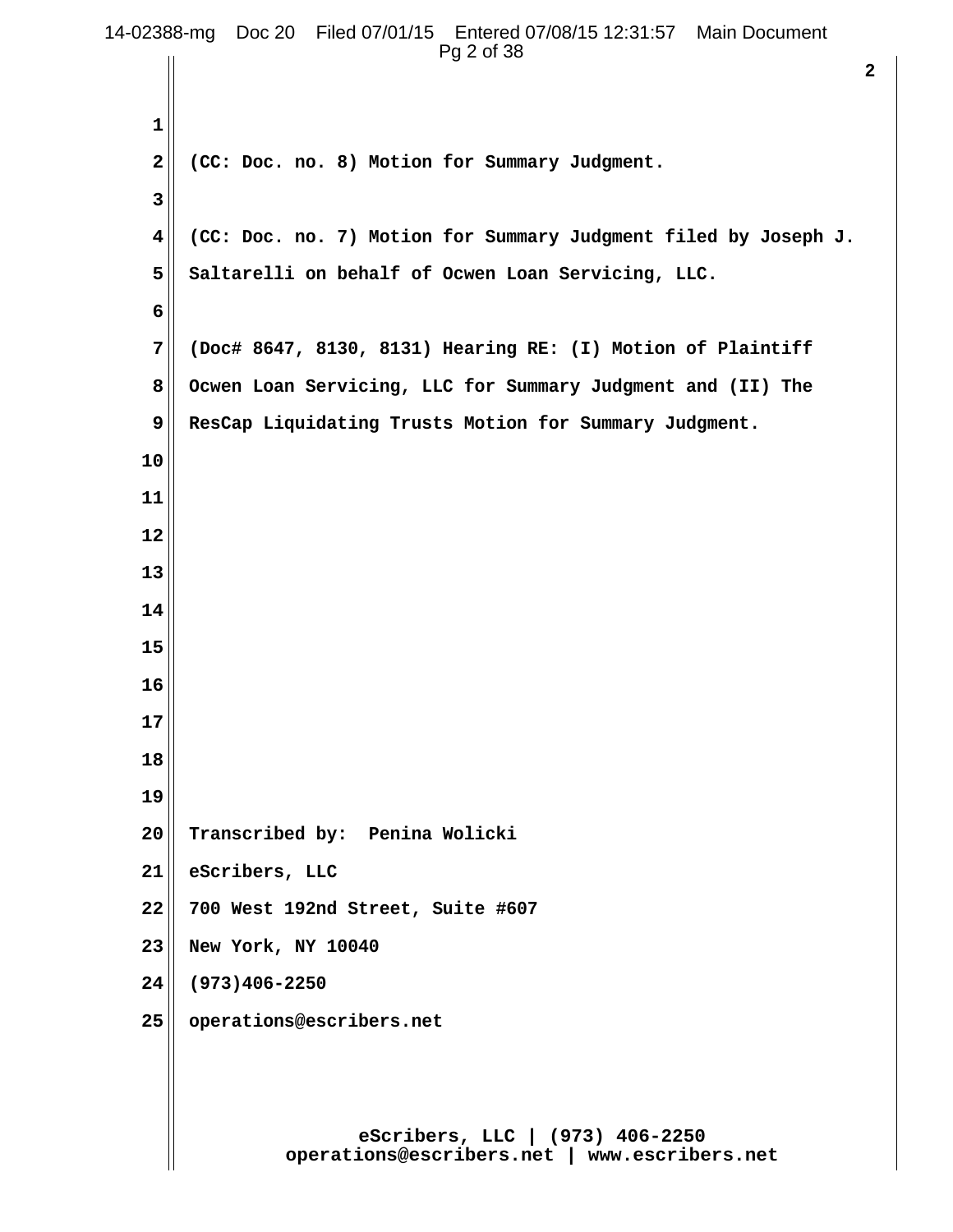(CC: Doc. no. 8) Motion for Summary Judgment.

(CC: Doc. no. 7) Motion for Summary Judgment filed by Joseph J. Saltarelli on behalf of Ocwen Loan Servicing, LLC.

(Doc# 8647, 8130, 8131) Hearing RE: (I) Motion of Plaintiff Ocwen Loan Servicing, LLC for Summary Judgment and (II) The ResCap Liquidating Trusts Motion for Summary Judgment.

Transcribed by: Penina Wolicki

eScribers, LLC

700 West 192nd Street, Suite #607

New York, NY 10040

(973)406-2250

operations@escribers.net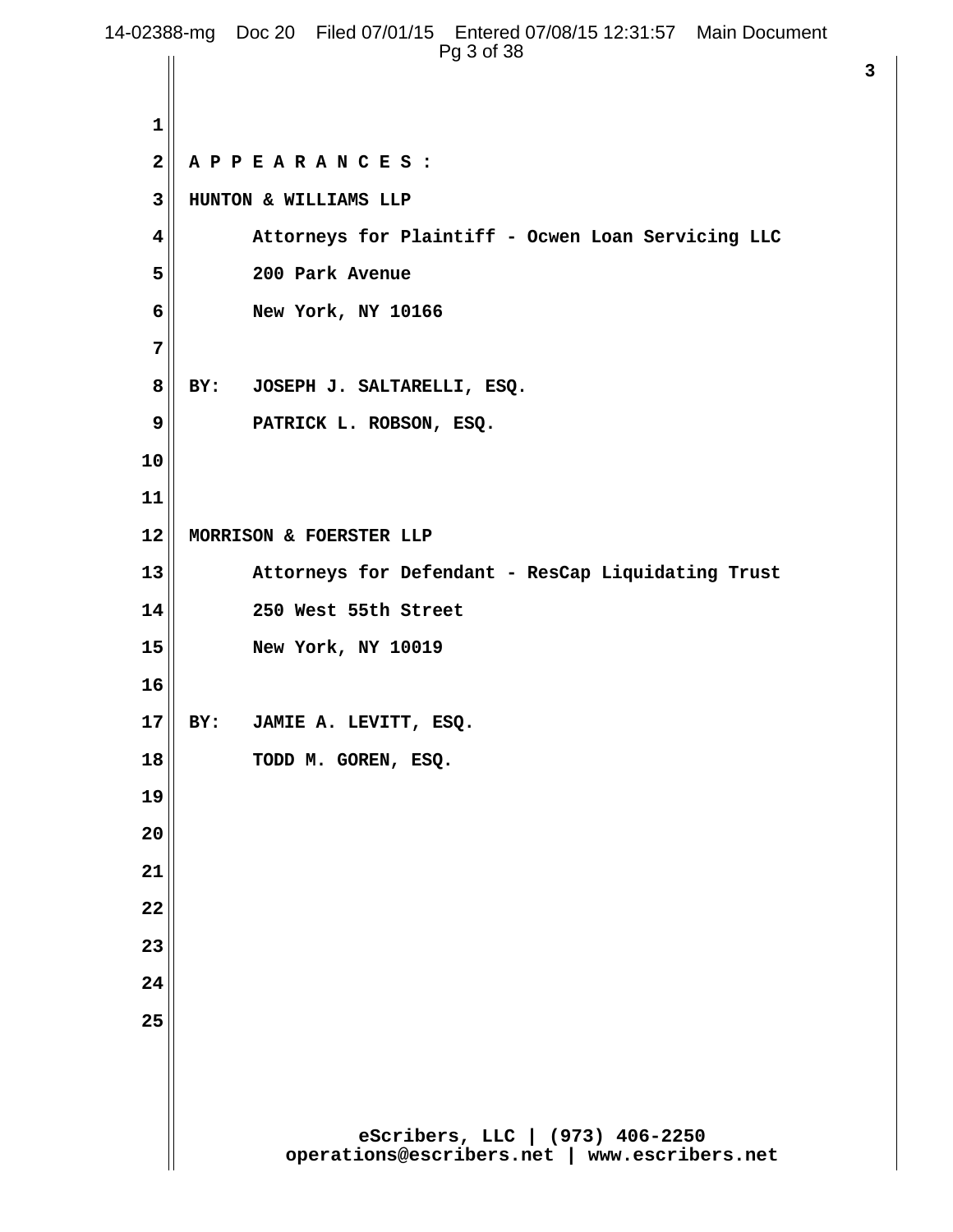**A P P E A R A N C E S :**

**HUNTON & WILLIAMS LLP**

**Attorneys for Plaintiff - Ocwen Loan Servicing LLC**

**200 Park Avenue**

**New York, NY 10166**

**BY: JOSEPH J. SALTARELLI, ESQ.**

**PATRICK L. ROBSON, ESQ.**

**MORRISON & FOERSTER LLP**

**Attorneys for Defendant - ResCap Liquidating Trust**

**250 West 55th Street**

**New York, NY 10019**

**BY: JAMIE A. LEVITT, ESQ.**

**TODD M. GOREN, ESQ.**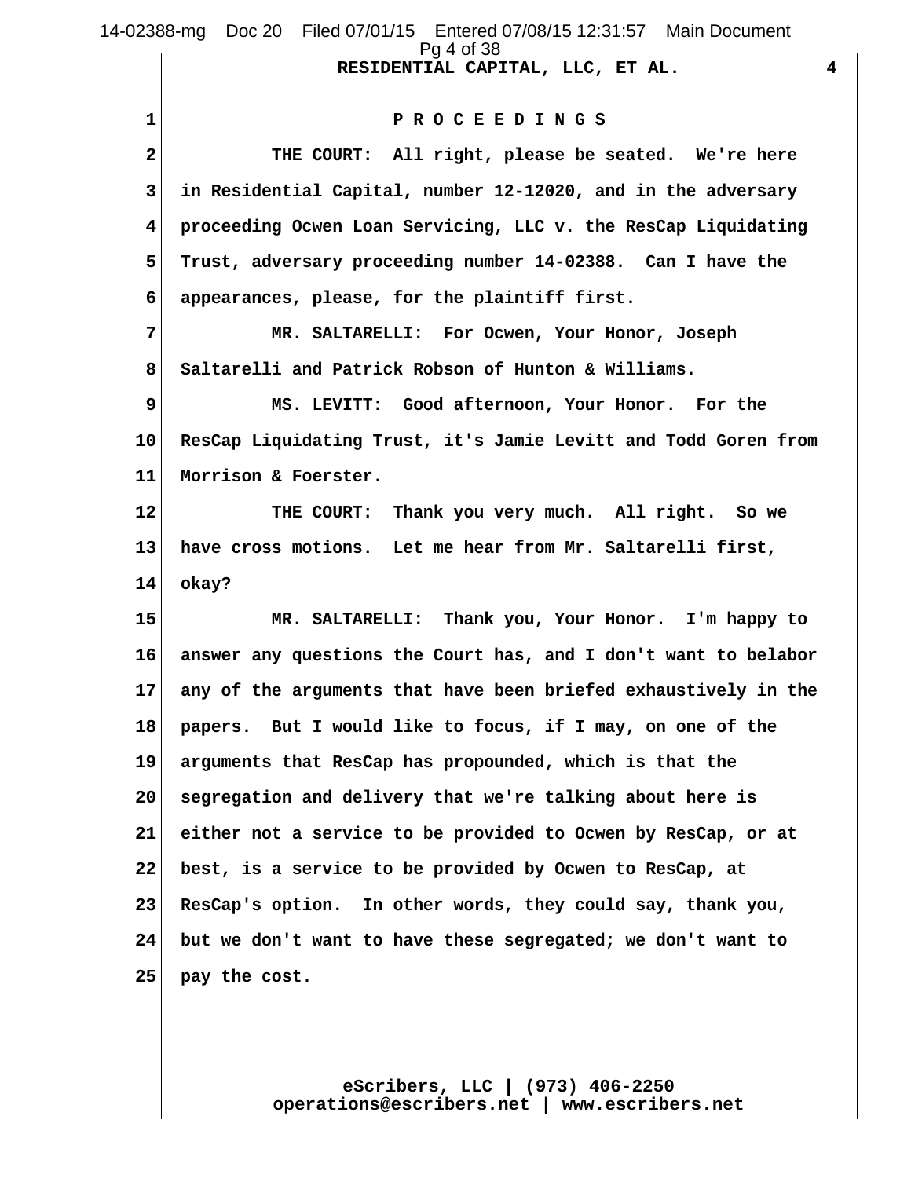P R O C E E D I N G S

THE COURT: All right, please be seated. We're here in Residential Capital, number 12-12020, and in the adversary proceeding Ocwen Loan Servicing, LLC v. the ResCap Liquidating Trust, adversary proceeding number 14-02388. Can I have the appearances, please, for the plaintiff first.

MR. SALTARELLI: For Ocwen, Your Honor, Joseph Saltarelli and Patrick Robson of Hunton & Williams.

MS. LEVITT: Good afternoon, Your Honor. For the ResCap Liquidating Trust, it's Jamie Levitt and Todd Goren from Morrison & Foerster.

THE COURT: Thank you very much. All right. So we have cross motions. Let me hear from Mr. Saltarelli first, okay?

MR. SALTARELLI: Thank you, Your Honor. I'm happy to answer any questions the Court has, and I don't want to belabor any of the arguments that have been briefed exhaustively in the papers. But I would like to focus, if I may, on one of the arguments that ResCap has propounded, which is that the segregation and delivery that we're talking about here is either not a service to be provided to Ocwen by ResCap, or at best, is a service to be provided by Ocwen to ResCap, at ResCap's option. In other words, they could say, thank you, but we don't want to have these segregated; we don't want to pay the cost.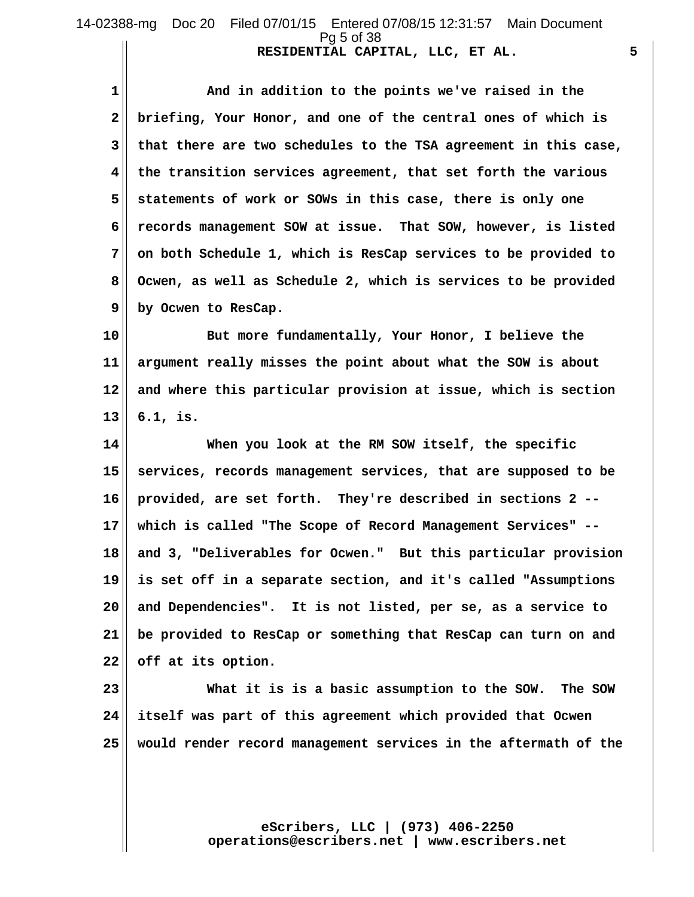And in addition to the points we've raised in the briefing, Your Honor, and one of the central ones of which is that there are two schedules to the TSA agreement in this case, the transition services agreement, that set forth the various statements of work or SOWs in this case, there is only one records management SOW at issue. That SOW, however, is listed on both Schedule 1, which is ResCap services to be provided to Ocwen, as well as Schedule 2, which is services to be provided by Ocwen to ResCap.

But more fundamentally, Your Honor, I believe the argument really misses the point about what the SOW is about and where this particular provision at issue, which is section 6.1, is.

When you look at the RM SOW itself, the specific services, records management services, that are supposed to be provided, are set forth. They're described in sections 2 -- which is called "The Scope of Record Management Services" -- and 3, "Deliverables for Ocwen." But this particular provision is set off in a separate section, and it's called "Assumptions and Dependencies". It is not listed, per se, as a service to be provided to ResCap or something that ResCap can turn on and off at its option.

What it is is a basic assumption to the SOW. The SOW itself was part of this agreement which provided that Ocwen would render record management services in the aftermath of the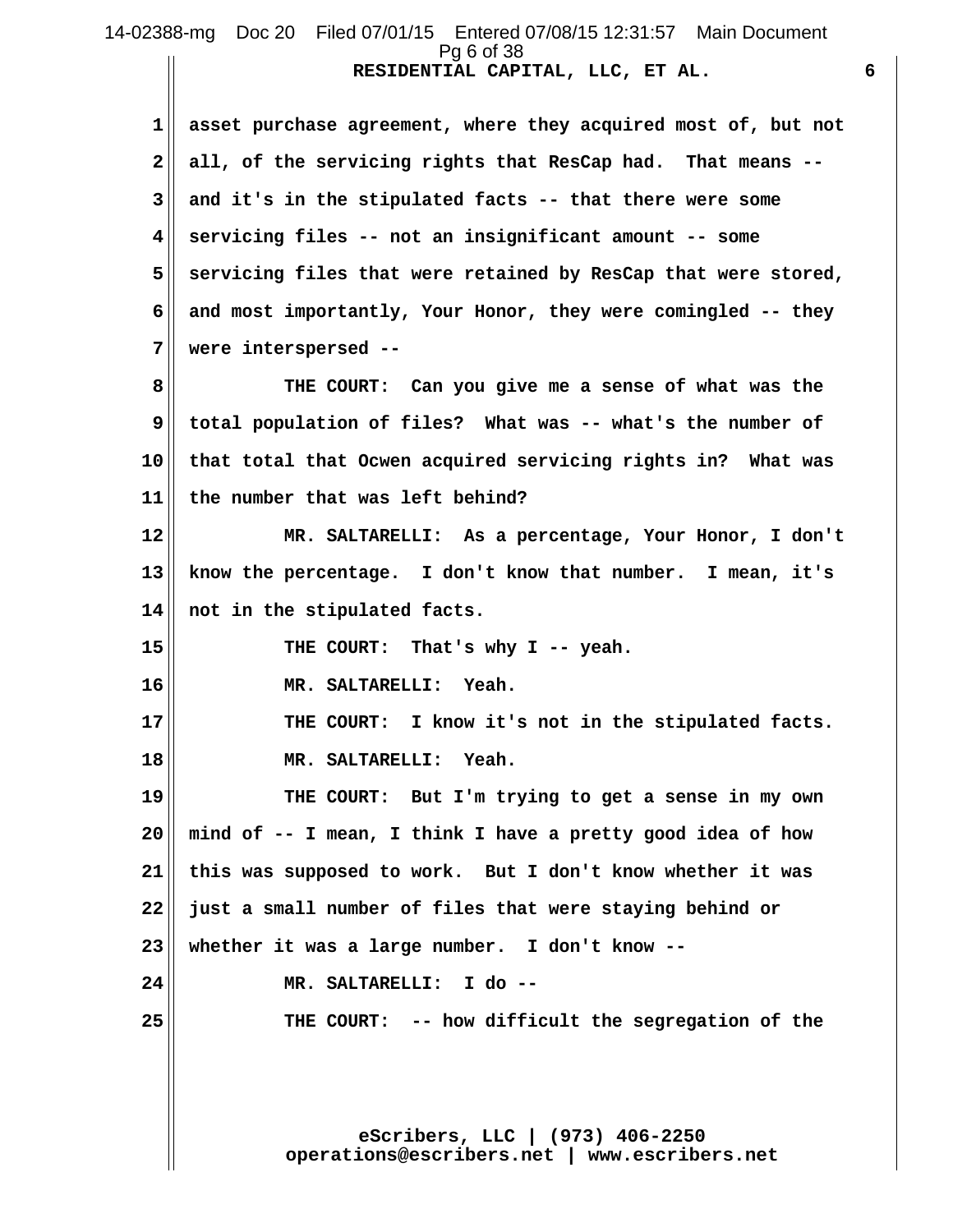asset purchase agreement, where they acquired most of, but not all, of the servicing rights that ResCap had. That means -- and it's in the stipulated facts -- that there were some servicing files -- not an insignificant amount -- some servicing files that were retained by ResCap that were stored, and most importantly, Your Honor, they were comingled -- they were interspersed --

THE COURT: Can you give me a sense of what was the total population of files? What was -- what's the number of that total that Ocwen acquired servicing rights in? What was the number that was left behind?

MR. SALTARELLI: As a percentage, Your Honor, I don't know the percentage. I don't know that number. I mean, it's not in the stipulated facts.

THE COURT: That's why I -- yeah.

MR. SALTARELLI: Yeah.

THE COURT: I know it's not in the stipulated facts.

MR. SALTARELLI: Yeah.

THE COURT: But I'm trying to get a sense in my own mind of -- I mean, I think I have a pretty good idea of how this was supposed to work. But I don't know whether it was just a small number of files that were staying behind or whether it was a large number. I don't know --

MR. SALTARELLI: I do --

THE COURT: -- how difficult the segregation of the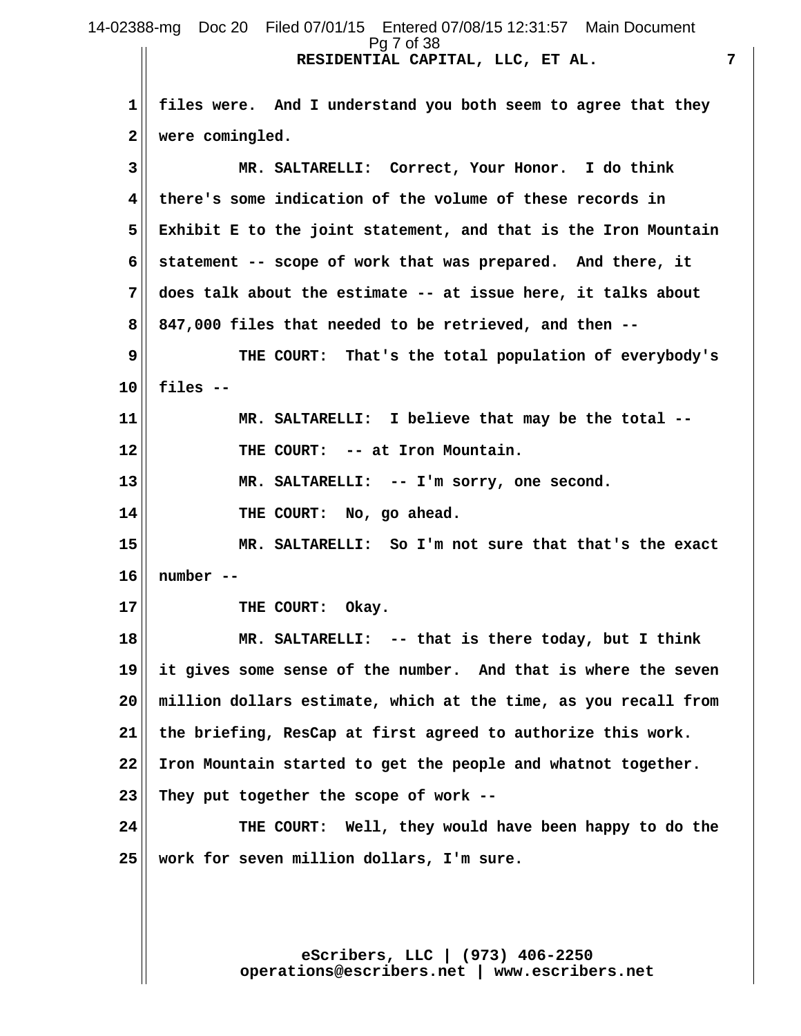files were. And I understand you both seem to agree that they were comingled.

MR. SALTARELLI: Correct, Your Honor. I do think there's some indication of the volume of these records in Exhibit E to the joint statement, and that is the Iron Mountain statement -- scope of work that was prepared. And there, it does talk about the estimate -- at issue here, it talks about 847,000 files that needed to be retrieved, and then --

THE COURT: That's the total population of everybody's files --

MR. SALTARELLI: I believe that may be the total --

THE COURT: -- at Iron Mountain.

MR. SALTARELLI: -- I'm sorry, one second.

THE COURT: No, go ahead.

MR. SALTARELLI: So I'm not sure that that's the exact number --

THE COURT: Okay.

MR. SALTARELLI: -- that is there today, but I think it gives some sense of the number. And that is where the seven million dollars estimate, which at the time, as you recall from the briefing, ResCap at first agreed to authorize this work. Iron Mountain started to get the people and whatnot together. They put together the scope of work --

THE COURT: Well, they would have been happy to do the work for seven million dollars, I'm sure.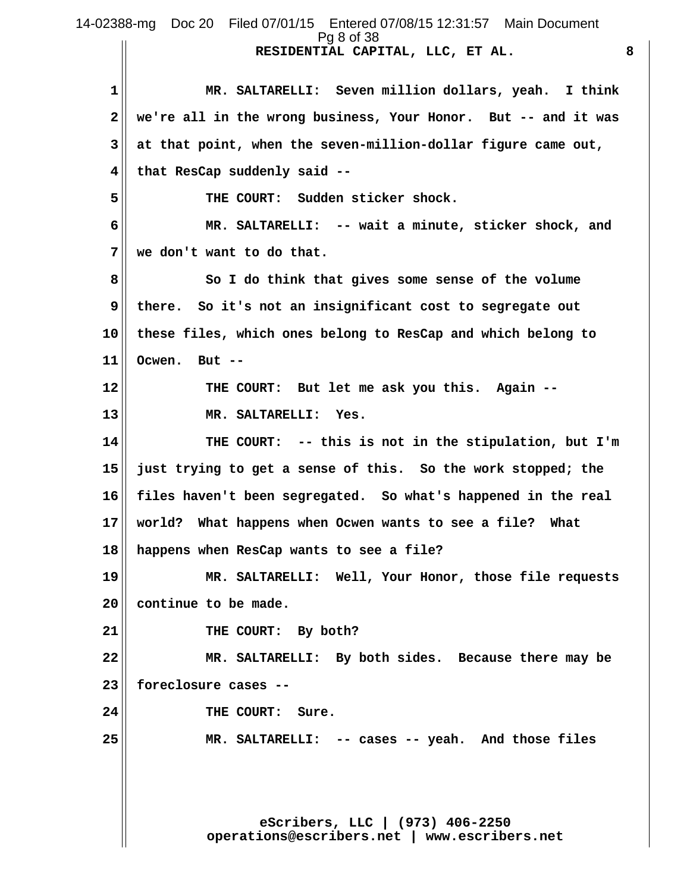1 MR. SALTARELLI: Seven million dollars, yeah. I think
2 we're all in the wrong business, Your Honor. But -- and it was
3 at that point, when the seven-million-dollar figure came out,
4 that ResCap suddenly said --
5 THE COURT: Sudden sticker shock.
6 MR. SALTARELLI: -- wait a minute, sticker shock, and
7 we don't want to do that.
8 So I do think that gives some sense of the volume
9 there. So it's not an insignificant cost to segregate out
10 these files, which ones belong to ResCap and which belong to
11 Ocwen. But --
12 THE COURT: But let me ask you this. Again --
13 MR. SALTARELLI: Yes.
14 THE COURT: -- this is not in the stipulation, but I'm
15 just trying to get a sense of this. So the work stopped; the
16 files haven't been segregated. So what's happened in the real
17 world? What happens when Ocwen wants to see a file? What
18 happens when ResCap wants to see a file?
19 MR. SALTARELLI: Well, Your Honor, those file requests
20 continue to be made.
21 THE COURT: By both?
22 MR. SALTARELLI: By both sides. Because there may be
23 foreclosure cases --
24 THE COURT: Sure.
25 MR. SALTARELLI: -- cases -- yeah. And those files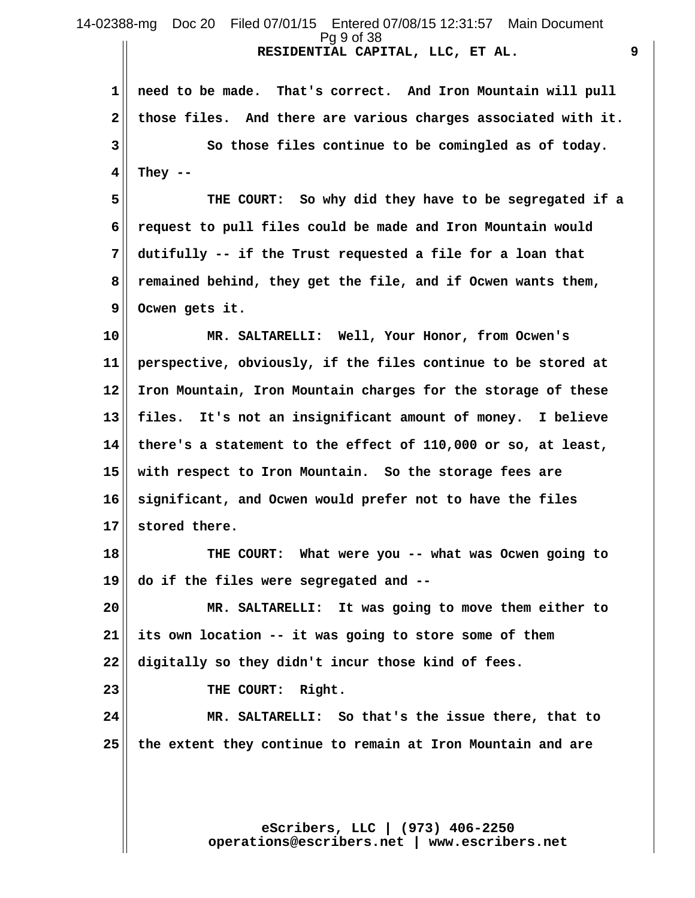1 need to be made. That's correct. And Iron Mountain will pull
2 those files. And there are various charges associated with it.
3 So those files continue to be comingled as of today.
4 They --
5 THE COURT: So why did they have to be segregated if a
6 request to pull files could be made and Iron Mountain would
7 dutifully -- if the Trust requested a file for a loan that
8 remained behind, they get the file, and if Ocwen wants them,
9 Ocwen gets it.
10 MR. SALTARELLI: Well, Your Honor, from Ocwen's
11 perspective, obviously, if the files continue to be stored at
12 Iron Mountain, Iron Mountain charges for the storage of these
13 files. It's not an insignificant amount of money. I believe
14 there's a statement to the effect of 110,000 or so, at least,
15 with respect to Iron Mountain. So the storage fees are
16 significant, and Ocwen would prefer not to have the files
17 stored there.
18 THE COURT: What were you -- what was Ocwen going to
19 do if the files were segregated and --
20 MR. SALTARELLI: It was going to move them either to
21 its own location -- it was going to store some of them
22 digitally so they didn't incur those kind of fees.
23 THE COURT: Right.
24 MR. SALTARELLI: So that's the issue there, that to
25 the extent they continue to remain at Iron Mountain and are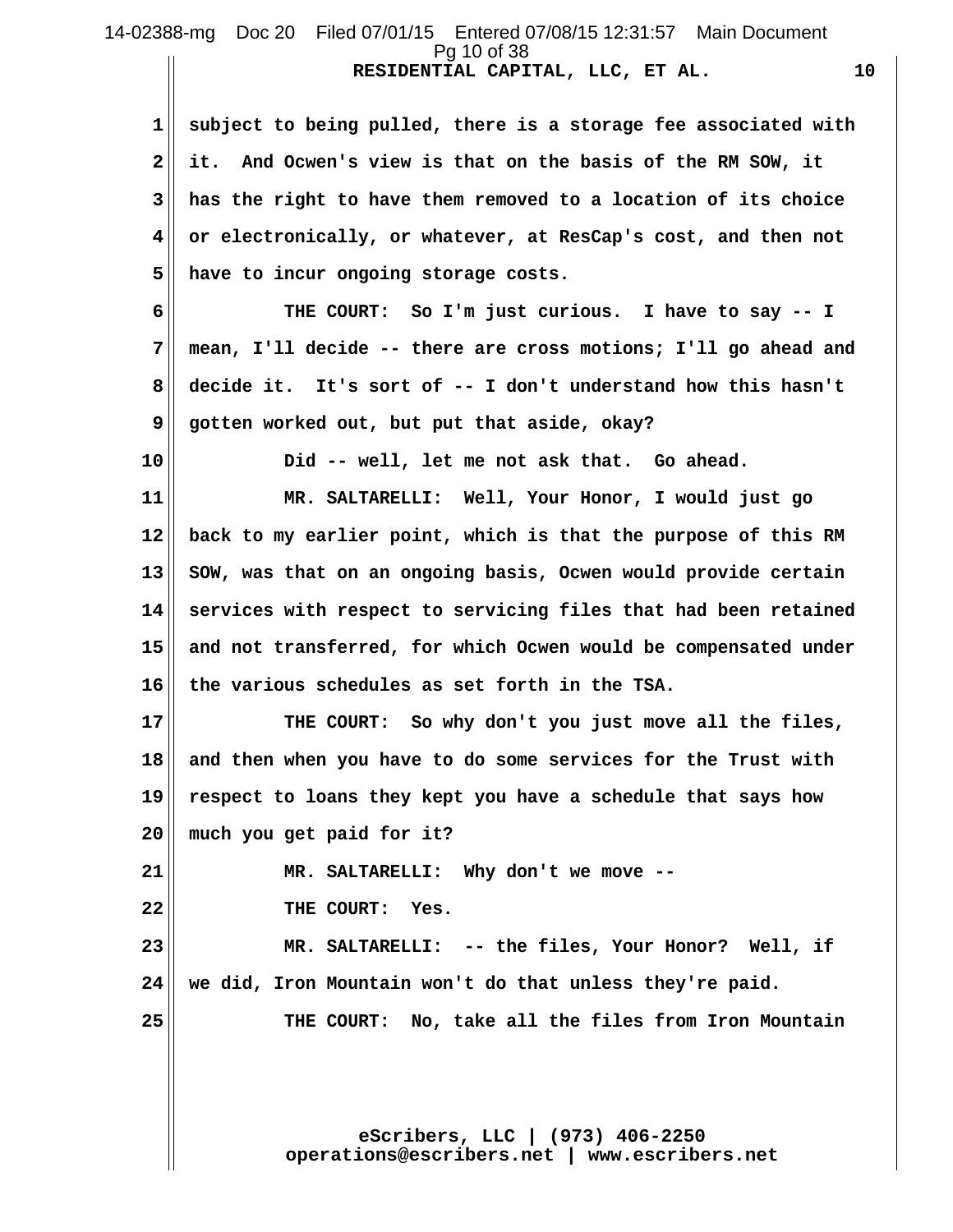subject to being pulled, there is a storage fee associated with it. And Ocwen's view is that on the basis of the RM SOW, it has the right to have them removed to a location of its choice or electronically, or whatever, at ResCap's cost, and then not have to incur ongoing storage costs.

THE COURT: So I'm just curious. I have to say -- I mean, I'll decide -- there are cross motions; I'll go ahead and decide it. It's sort of -- I don't understand how this hasn't gotten worked out, but put that aside, okay?

Did -- well, let me not ask that. Go ahead.

MR. SALTARELLI: Well, Your Honor, I would just go back to my earlier point, which is that the purpose of this RM SOW, was that on an ongoing basis, Ocwen would provide certain services with respect to servicing files that had been retained and not transferred, for which Ocwen would be compensated under the various schedules as set forth in the TSA.

THE COURT: So why don't you just move all the files, and then when you have to do some services for the Trust with respect to loans they kept you have a schedule that says how much you get paid for it?

MR. SALTARELLI: Why don't we move --

THE COURT: Yes.

MR. SALTARELLI: -- the files, Your Honor? Well, if we did, Iron Mountain won't do that unless they're paid.

THE COURT: No, take all the files from Iron Mountain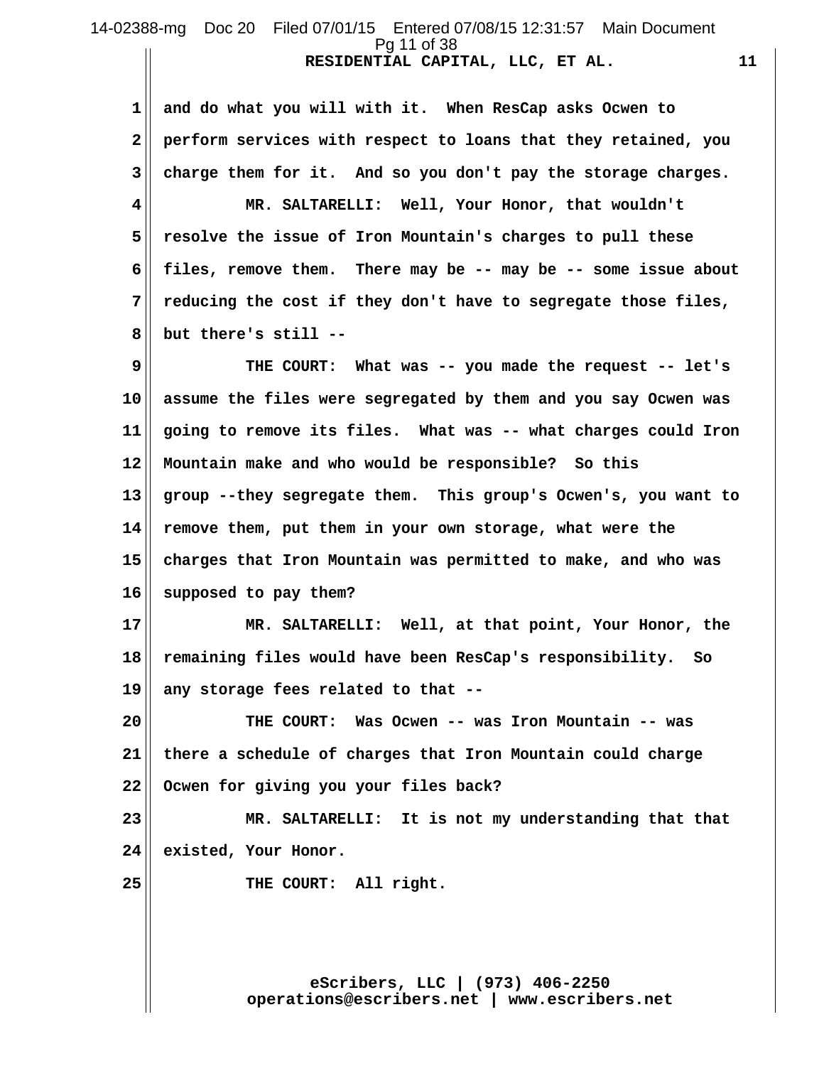1 and do what you will with it. When ResCap asks Ocwen to
2 perform services with respect to loans that they retained, you
3 charge them for it. And so you don't pay the storage charges.
4 MR. SALTARELLI: Well, Your Honor, that wouldn't
5 resolve the issue of Iron Mountain's charges to pull these
6 files, remove them. There may be -- may be -- some issue about
7 reducing the cost if they don't have to segregate those files,
8 but there's still --
9 THE COURT: What was -- you made the request -- let's
10 assume the files were segregated by them and you say Ocwen was
11 going to remove its files. What was -- what charges could Iron
12 Mountain make and who would be responsible? So this
13 group --they segregate them. This group's Ocwen's, you want to
14 remove them, put them in your own storage, what were the
15 charges that Iron Mountain was permitted to make, and who was
16 supposed to pay them?
17 MR. SALTARELLI: Well, at that point, Your Honor, the
18 remaining files would have been ResCap's responsibility. So
19 any storage fees related to that --
20 THE COURT: Was Ocwen -- was Iron Mountain -- was
21 there a schedule of charges that Iron Mountain could charge
22 Ocwen for giving you your files back?
23 MR. SALTARELLI: It is not my understanding that that
24 existed, Your Honor.
25 THE COURT: All right.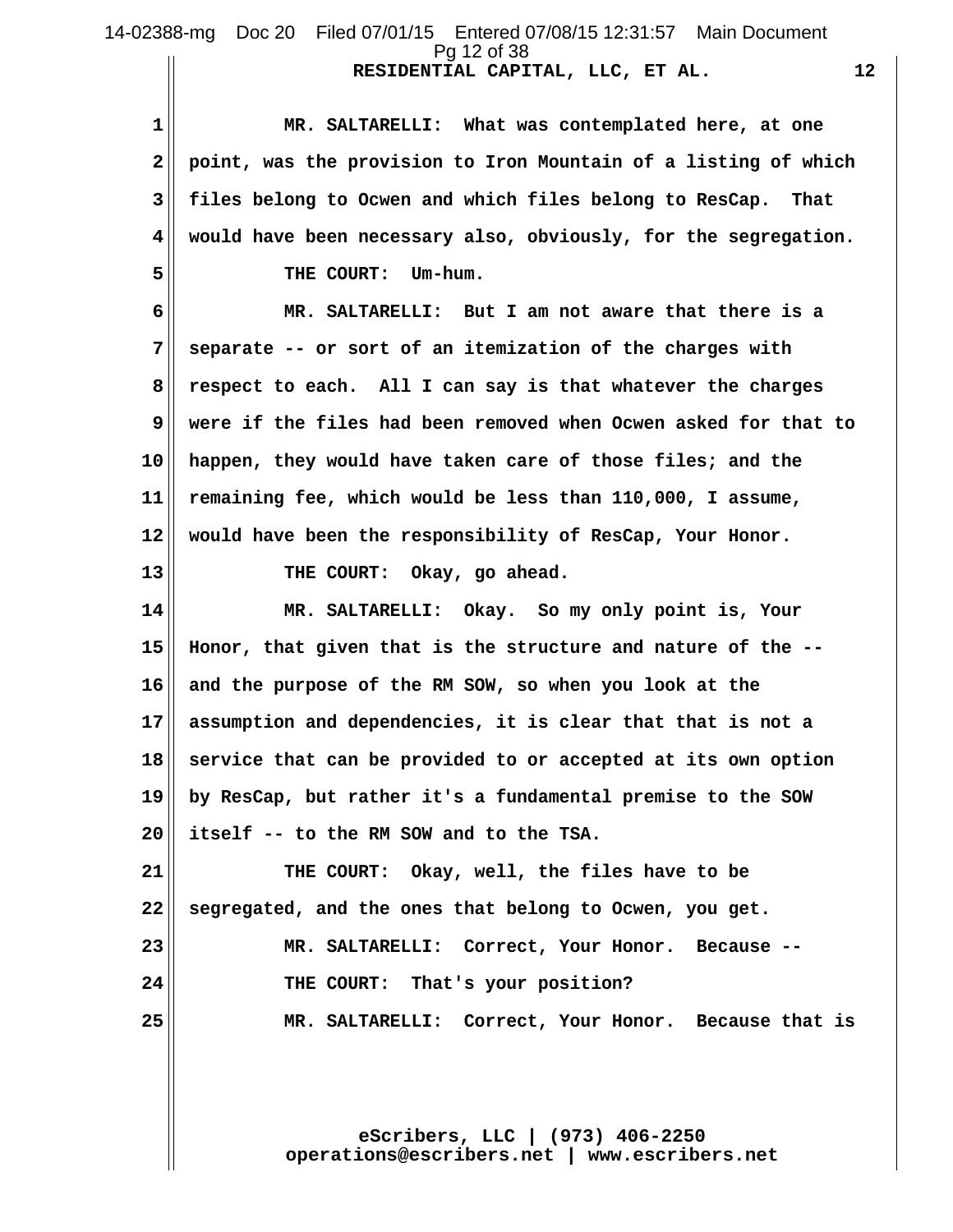MR. SALTARELLI: What was contemplated here, at one point, was the provision to Iron Mountain of a listing of which files belong to Ocwen and which files belong to ResCap. That would have been necessary also, obviously, for the segregation.

THE COURT: Um-hum.

MR. SALTARELLI: But I am not aware that there is a separate -- or sort of an itemization of the charges with respect to each. All I can say is that whatever the charges were if the files had been removed when Ocwen asked for that to happen, they would have taken care of those files; and the remaining fee, which would be less than 110,000, I assume, would have been the responsibility of ResCap, Your Honor.

THE COURT: Okay, go ahead.

MR. SALTARELLI: Okay. So my only point is, Your Honor, that given that is the structure and nature of the -- and the purpose of the RM SOW, so when you look at the assumption and dependencies, it is clear that that is not a service that can be provided to or accepted at its own option by ResCap, but rather it's a fundamental premise to the SOW itself -- to the RM SOW and to the TSA.

THE COURT: Okay, well, the files have to be segregated, and the ones that belong to Ocwen, you get.

MR. SALTARELLI: Correct, Your Honor. Because --

THE COURT: That's your position?

MR. SALTARELLI: Correct, Your Honor. Because that is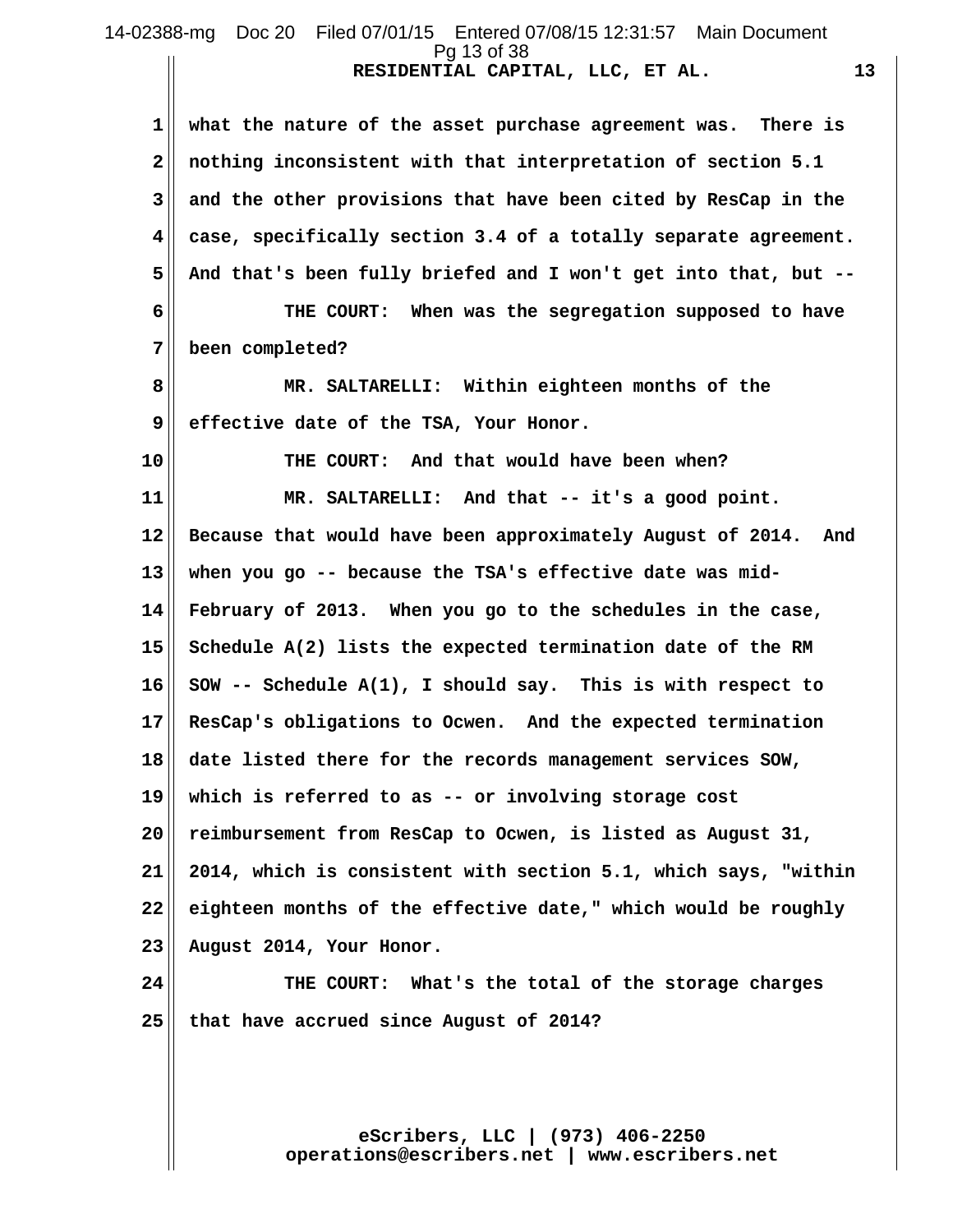what the nature of the asset purchase agreement was. There is nothing inconsistent with that interpretation of section 5.1 and the other provisions that have been cited by ResCap in the case, specifically section 3.4 of a totally separate agreement. And that's been fully briefed and I won't get into that, but --

THE COURT: When was the segregation supposed to have been completed?

MR. SALTARELLI: Within eighteen months of the effective date of the TSA, Your Honor.

THE COURT: And that would have been when?

MR. SALTARELLI: And that -- it's a good point. Because that would have been approximately August of 2014. And when you go -- because the TSA's effective date was mid-February of 2013. When you go to the schedules in the case, Schedule A(2) lists the expected termination date of the RM SOW -- Schedule A(1), I should say. This is with respect to ResCap's obligations to Ocwen. And the expected termination date listed there for the records management services SOW, which is referred to as -- or involving storage cost reimbursement from ResCap to Ocwen, is listed as August 31, 2014, which is consistent with section 5.1, which says, "within eighteen months of the effective date," which would be roughly August 2014, Your Honor.

THE COURT: What's the total of the storage charges that have accrued since August of 2014?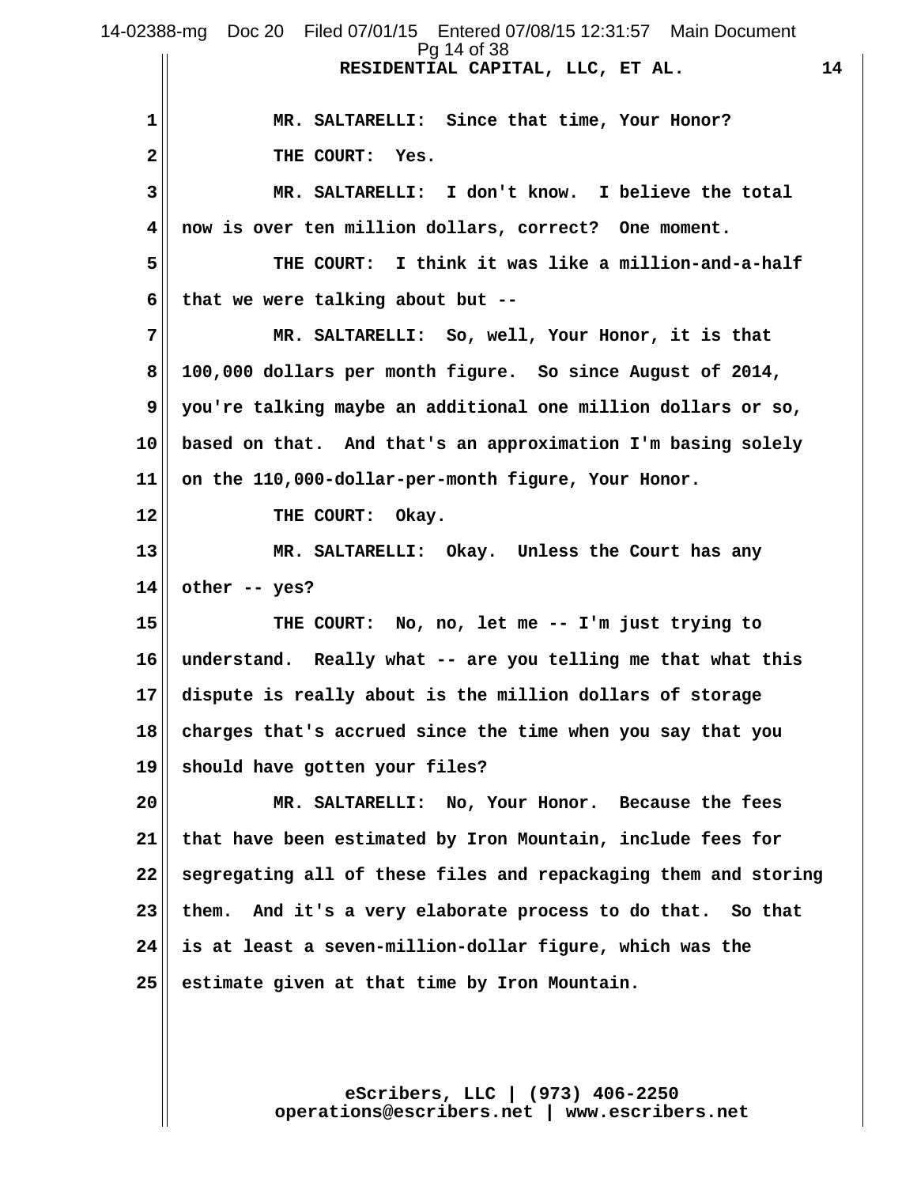MR. SALTARELLI: Since that time, Your Honor?

THE COURT: Yes.

MR. SALTARELLI: I don't know. I believe the total now is over ten million dollars, correct? One moment.

THE COURT: I think it was like a million-and-a-half that we were talking about but --

MR. SALTARELLI: So, well, Your Honor, it is that 100,000 dollars per month figure. So since August of 2014, you're talking maybe an additional one million dollars or so, based on that. And that's an approximation I'm basing solely on the 110,000-dollar-per-month figure, Your Honor.

THE COURT: Okay.

MR. SALTARELLI: Okay. Unless the Court has any other -- yes?

THE COURT: No, no, let me -- I'm just trying to understand. Really what -- are you telling me that what this dispute is really about is the million dollars of storage charges that's accrued since the time when you say that you should have gotten your files?

MR. SALTARELLI: No, Your Honor. Because the fees that have been estimated by Iron Mountain, include fees for segregating all of these files and repackaging them and storing them. And it's a very elaborate process to do that. So that is at least a seven-million-dollar figure, which was the estimate given at that time by Iron Mountain.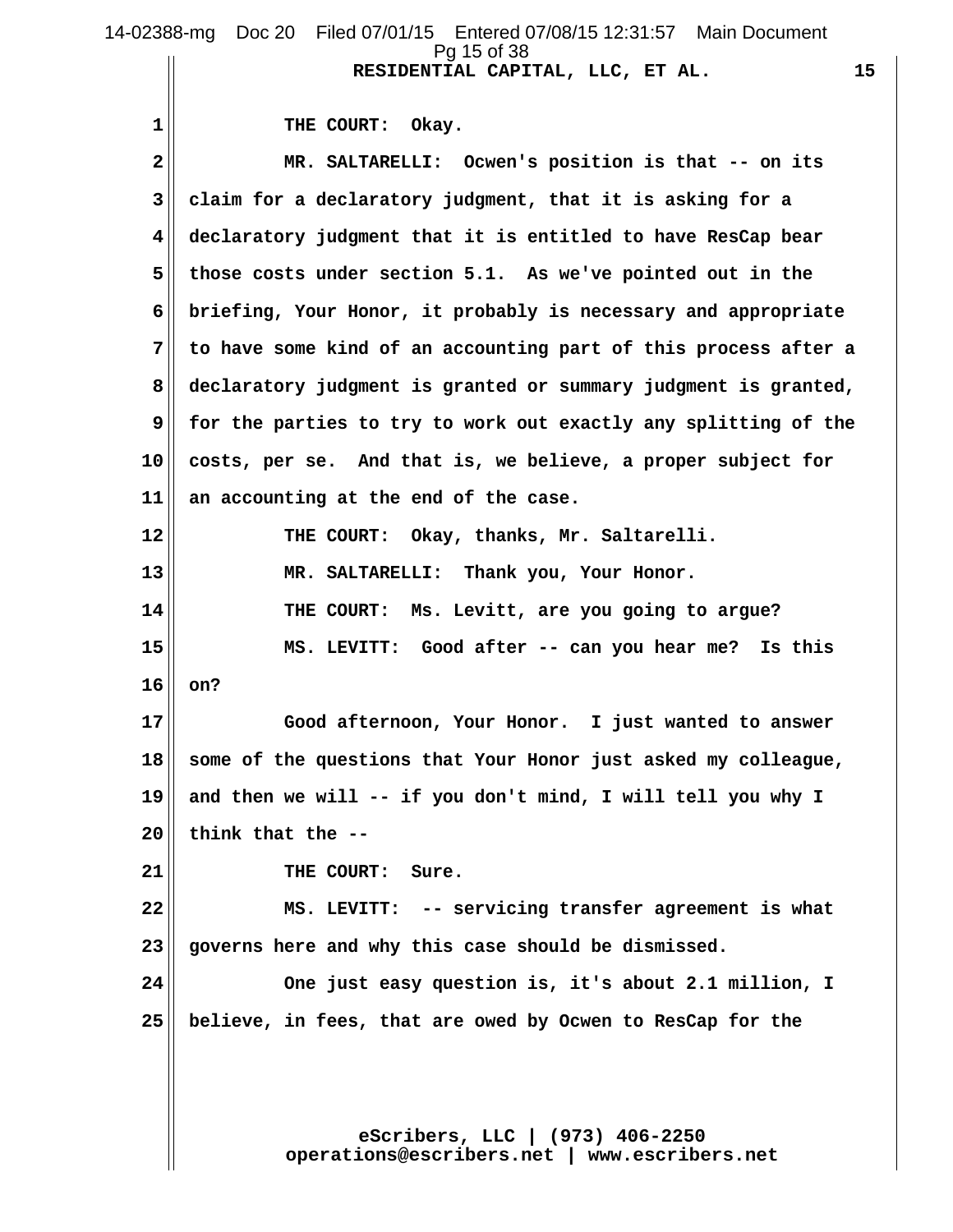THE COURT: Okay.

MR. SALTARELLI: Ocwen's position is that -- on its claim for a declaratory judgment, that it is asking for a declaratory judgment that it is entitled to have ResCap bear those costs under section 5.1. As we've pointed out in the briefing, Your Honor, it probably is necessary and appropriate to have some kind of an accounting part of this process after a declaratory judgment is granted or summary judgment is granted, for the parties to try to work out exactly any splitting of the costs, per se. And that is, we believe, a proper subject for an accounting at the end of the case.

THE COURT: Okay, thanks, Mr. Saltarelli.

MR. SALTARELLI: Thank you, Your Honor.

THE COURT: Ms. Levitt, are you going to argue?

MS. LEVITT: Good after -- can you hear me? Is this on?

Good afternoon, Your Honor. I just wanted to answer some of the questions that Your Honor just asked my colleague, and then we will -- if you don't mind, I will tell you why I think that the --

THE COURT: Sure.

MS. LEVITT: -- servicing transfer agreement is what governs here and why this case should be dismissed.

One just easy question is, it's about 2.1 million, I believe, in fees, that are owed by Ocwen to ResCap for the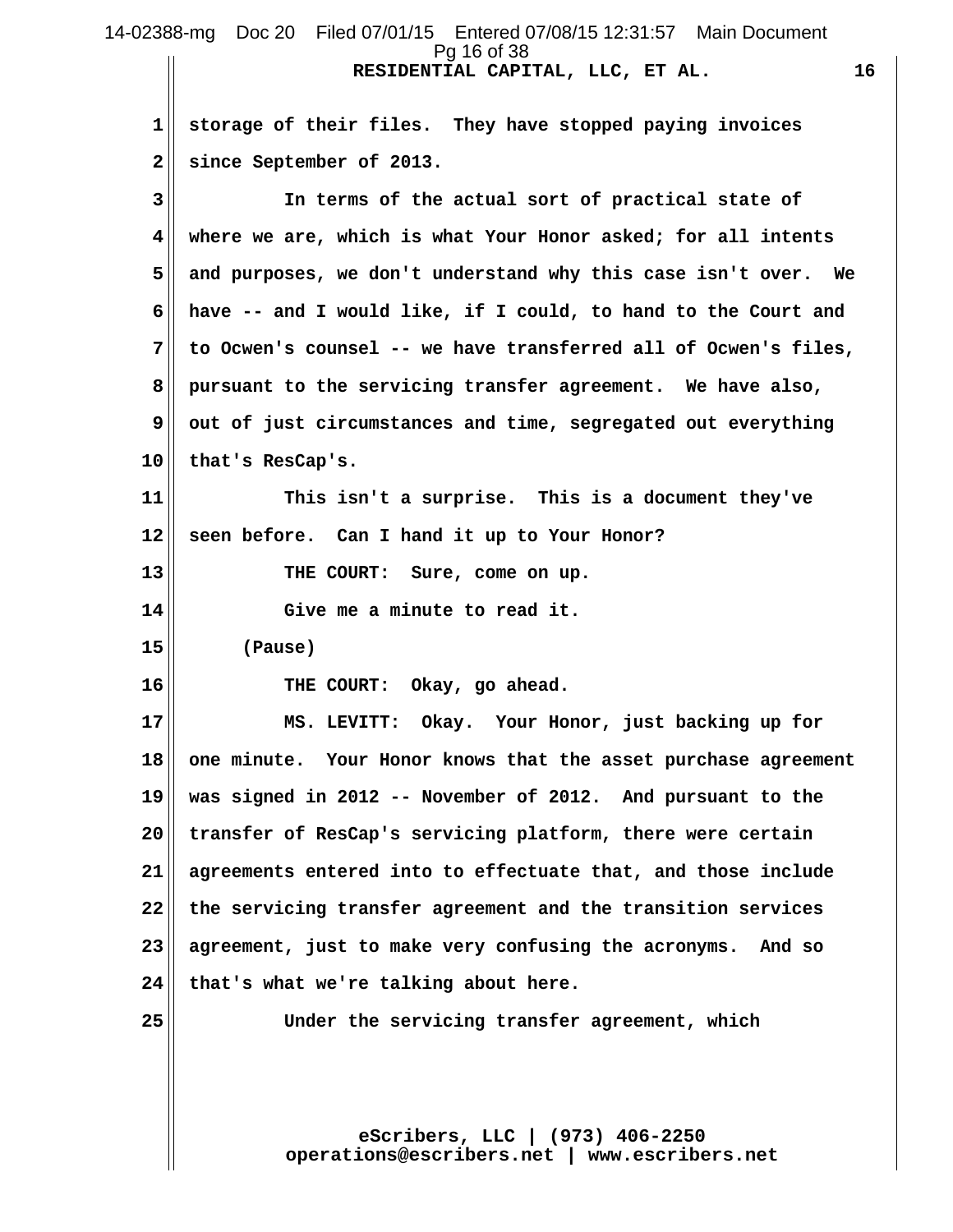storage of their files. They have stopped paying invoices since September of 2013.

In terms of the actual sort of practical state of where we are, which is what Your Honor asked; for all intents and purposes, we don't understand why this case isn't over. We have -- and I would like, if I could, to hand to the Court and to Ocwen's counsel -- we have transferred all of Ocwen's files, pursuant to the servicing transfer agreement. We have also, out of just circumstances and time, segregated out everything that's ResCap's.

This isn't a surprise. This is a document they've seen before. Can I hand it up to Your Honor?

THE COURT: Sure, come on up.

Give me a minute to read it.

(Pause)

THE COURT: Okay, go ahead.

MS. LEVITT: Okay. Your Honor, just backing up for one minute. Your Honor knows that the asset purchase agreement was signed in 2012 -- November of 2012. And pursuant to the transfer of ResCap's servicing platform, there were certain agreements entered into to effectuate that, and those include the servicing transfer agreement and the transition services agreement, just to make very confusing the acronyms. And so that's what we're talking about here.

Under the servicing transfer agreement, which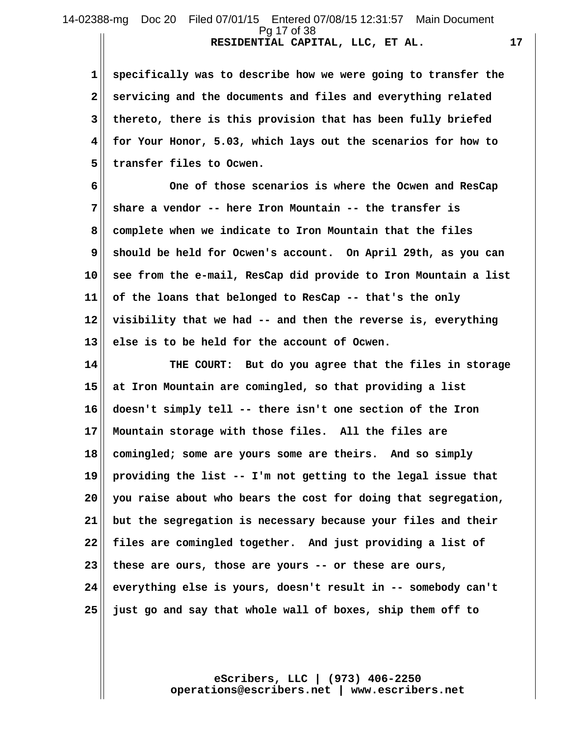specifically was to describe how we were going to transfer the servicing and the documents and files and everything related thereto, there is this provision that has been fully briefed for Your Honor, 5.03, which lays out the scenarios for how to transfer files to Ocwen.

One of those scenarios is where the Ocwen and ResCap share a vendor -- here Iron Mountain -- the transfer is complete when we indicate to Iron Mountain that the files should be held for Ocwen's account. On April 29th, as you can see from the e-mail, ResCap did provide to Iron Mountain a list of the loans that belonged to ResCap -- that's the only visibility that we had -- and then the reverse is, everything else is to be held for the account of Ocwen.

THE COURT: But do you agree that the files in storage at Iron Mountain are comingled, so that providing a list doesn't simply tell -- there isn't one section of the Iron Mountain storage with those files. All the files are comingled; some are yours some are theirs. And so simply providing the list -- I'm not getting to the legal issue that you raise about who bears the cost for doing that segregation, but the segregation is necessary because your files and their files are comingled together. And just providing a list of these are ours, those are yours -- or these are ours, everything else is yours, doesn't result in -- somebody can't just go and say that whole wall of boxes, ship them off to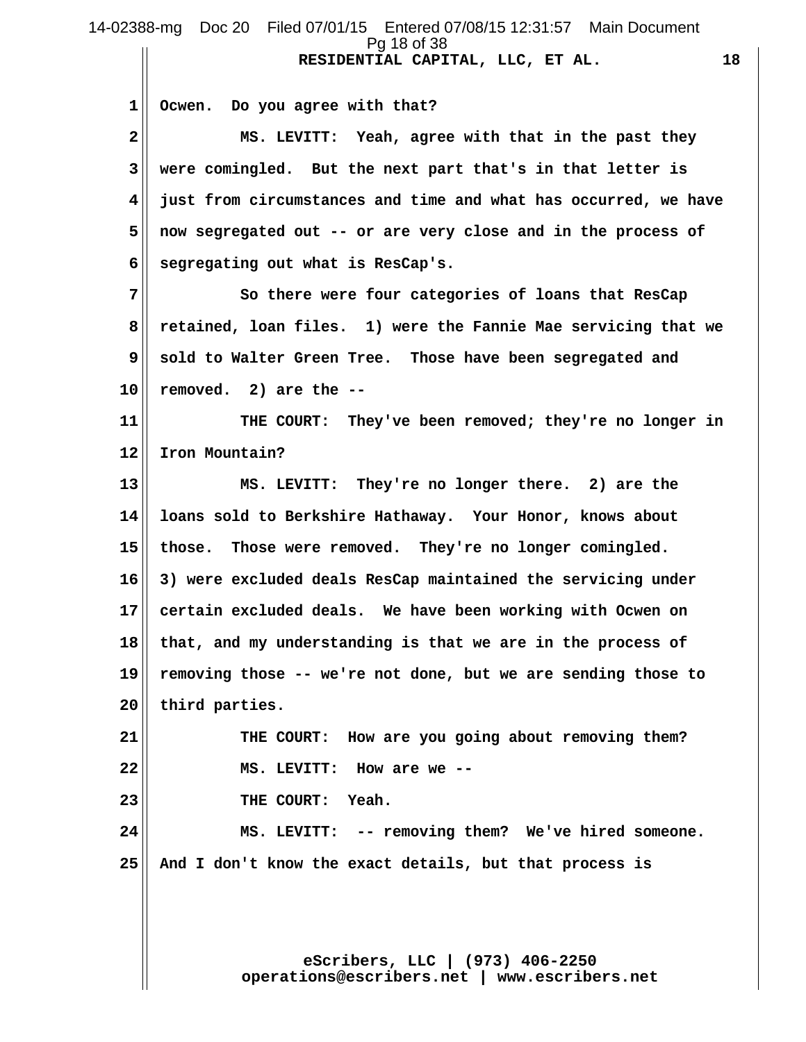Ocwen. Do you agree with that?

MS. LEVITT: Yeah, agree with that in the past they were comingled. But the next part that's in that letter is just from circumstances and time and what has occurred, we have now segregated out -- or are very close and in the process of segregating out what is ResCap's.

So there were four categories of loans that ResCap retained, loan files. 1) were the Fannie Mae servicing that we sold to Walter Green Tree. Those have been segregated and removed. 2) are the --

THE COURT: They've been removed; they're no longer in Iron Mountain?

MS. LEVITT: They're no longer there. 2) are the loans sold to Berkshire Hathaway. Your Honor, knows about those. Those were removed. They're no longer comingled. 3) were excluded deals ResCap maintained the servicing under certain excluded deals. We have been working with Ocwen on that, and my understanding is that we are in the process of removing those -- we're not done, but we are sending those to third parties.

THE COURT: How are you going about removing them?

MS. LEVITT: How are we --

THE COURT: Yeah.

MS. LEVITT: -- removing them? We've hired someone. And I don't know the exact details, but that process is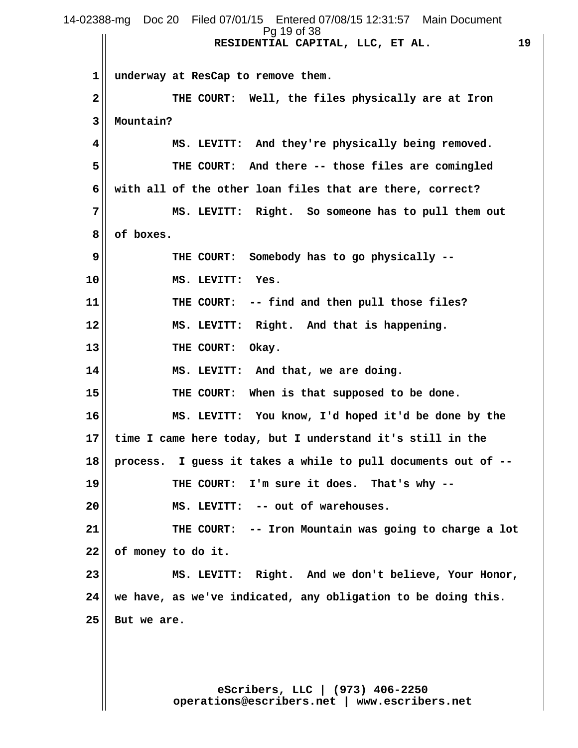underway at ResCap to remove them.

THE COURT: Well, the files physically are at Iron Mountain?

MS. LEVITT: And they're physically being removed.

THE COURT: And there -- those files are comingled with all of the other loan files that are there, correct?

MS. LEVITT: Right. So someone has to pull them out of boxes.

THE COURT: Somebody has to go physically --

MS. LEVITT: Yes.

THE COURT: -- find and then pull those files?

MS. LEVITT: Right. And that is happening.

THE COURT: Okay.

MS. LEVITT: And that, we are doing.

THE COURT: When is that supposed to be done.

MS. LEVITT: You know, I'd hoped it'd be done by the time I came here today, but I understand it's still in the process. I guess it takes a while to pull documents out of --

THE COURT: I'm sure it does. That's why --

MS. LEVITT: -- out of warehouses.

THE COURT: -- Iron Mountain was going to charge a lot of money to do it.

MS. LEVITT: Right. And we don't believe, Your Honor, we have, as we've indicated, any obligation to be doing this. But we are.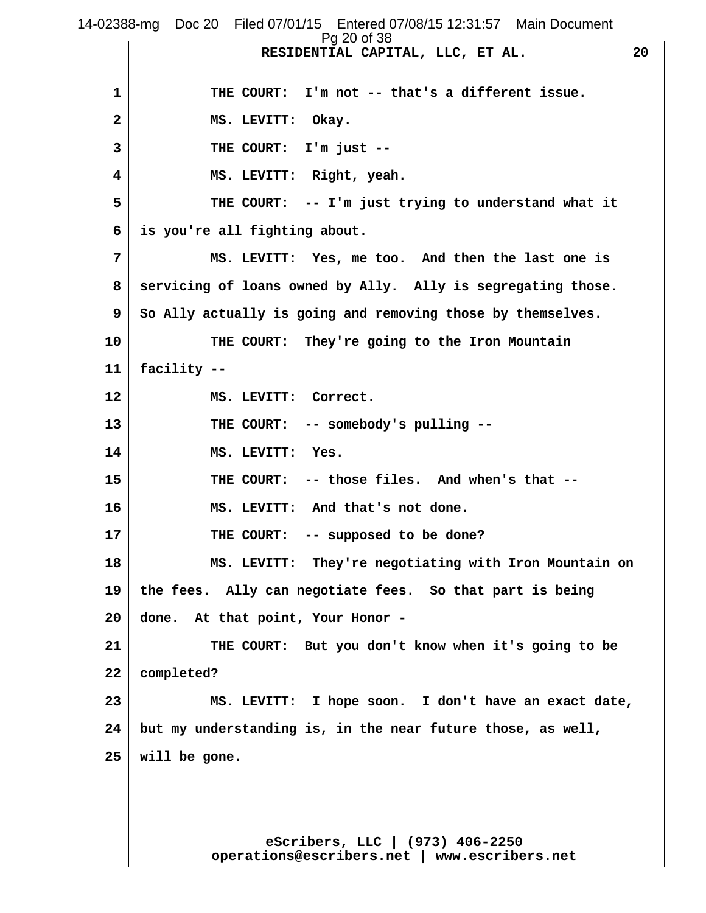THE COURT: I'm not -- that's a different issue.

MS. LEVITT: Okay.

THE COURT: I'm just --

MS. LEVITT: Right, yeah.

THE COURT: -- I'm just trying to understand what it is you're all fighting about.

MS. LEVITT: Yes, me too. And then the last one is servicing of loans owned by Ally. Ally is segregating those. So Ally actually is going and removing those by themselves.

THE COURT: They're going to the Iron Mountain facility --

MS. LEVITT: Correct.

THE COURT: -- somebody's pulling --

MS. LEVITT: Yes.

THE COURT: -- those files. And when's that --

MS. LEVITT: And that's not done.

THE COURT: -- supposed to be done?

MS. LEVITT: They're negotiating with Iron Mountain on the fees. Ally can negotiate fees. So that part is being done. At that point, Your Honor -

THE COURT: But you don't know when it's going to be completed?

MS. LEVITT: I hope soon. I don't have an exact date, but my understanding is, in the near future those, as well, will be gone.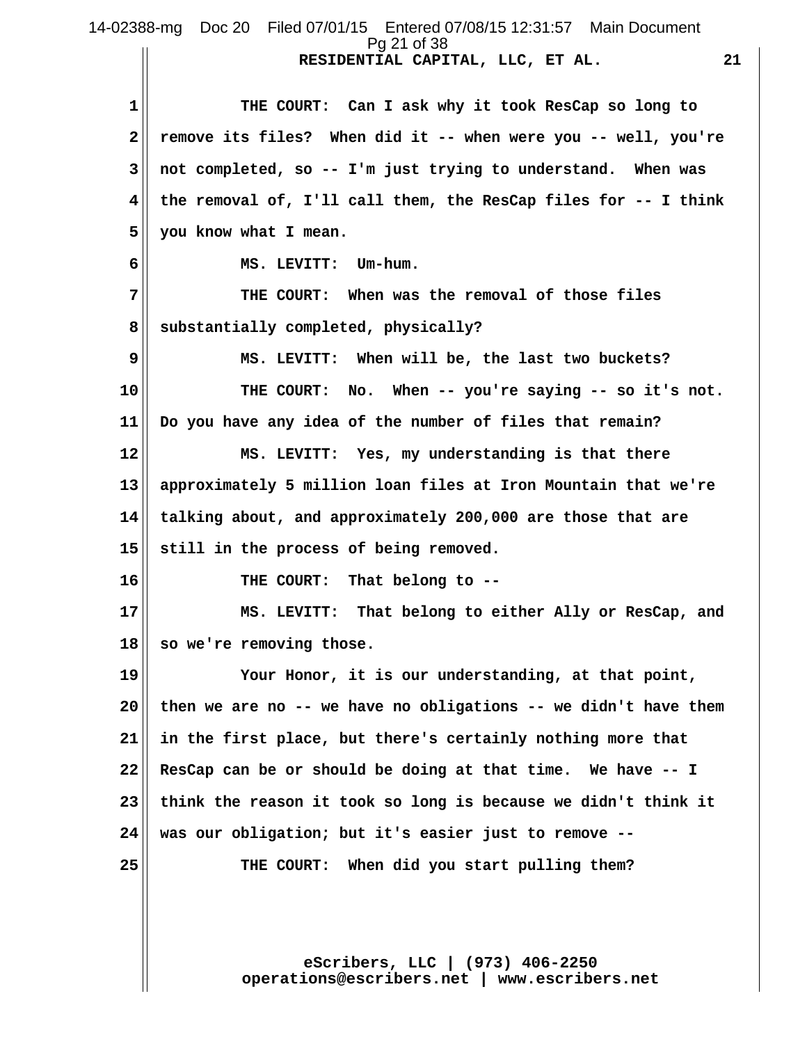THE COURT: Can I ask why it took ResCap so long to remove its files? When did it -- when were you -- well, you're not completed, so -- I'm just trying to understand. When was the removal of, I'll call them, the ResCap files for -- I think you know what I mean.

MS. LEVITT: Um-hum.

THE COURT: When was the removal of those files substantially completed, physically?

MS. LEVITT: When will be, the last two buckets?

THE COURT: No. When -- you're saying -- so it's not. Do you have any idea of the number of files that remain?

MS. LEVITT: Yes, my understanding is that there approximately 5 million loan files at Iron Mountain that we're talking about, and approximately 200,000 are those that are still in the process of being removed.

THE COURT: That belong to --

MS. LEVITT: That belong to either Ally or ResCap, and so we're removing those.

Your Honor, it is our understanding, at that point, then we are no -- we have no obligations -- we didn't have them in the first place, but there's certainly nothing more that ResCap can be or should be doing at that time. We have -- I think the reason it took so long is because we didn't think it was our obligation; but it's easier just to remove --

THE COURT: When did you start pulling them?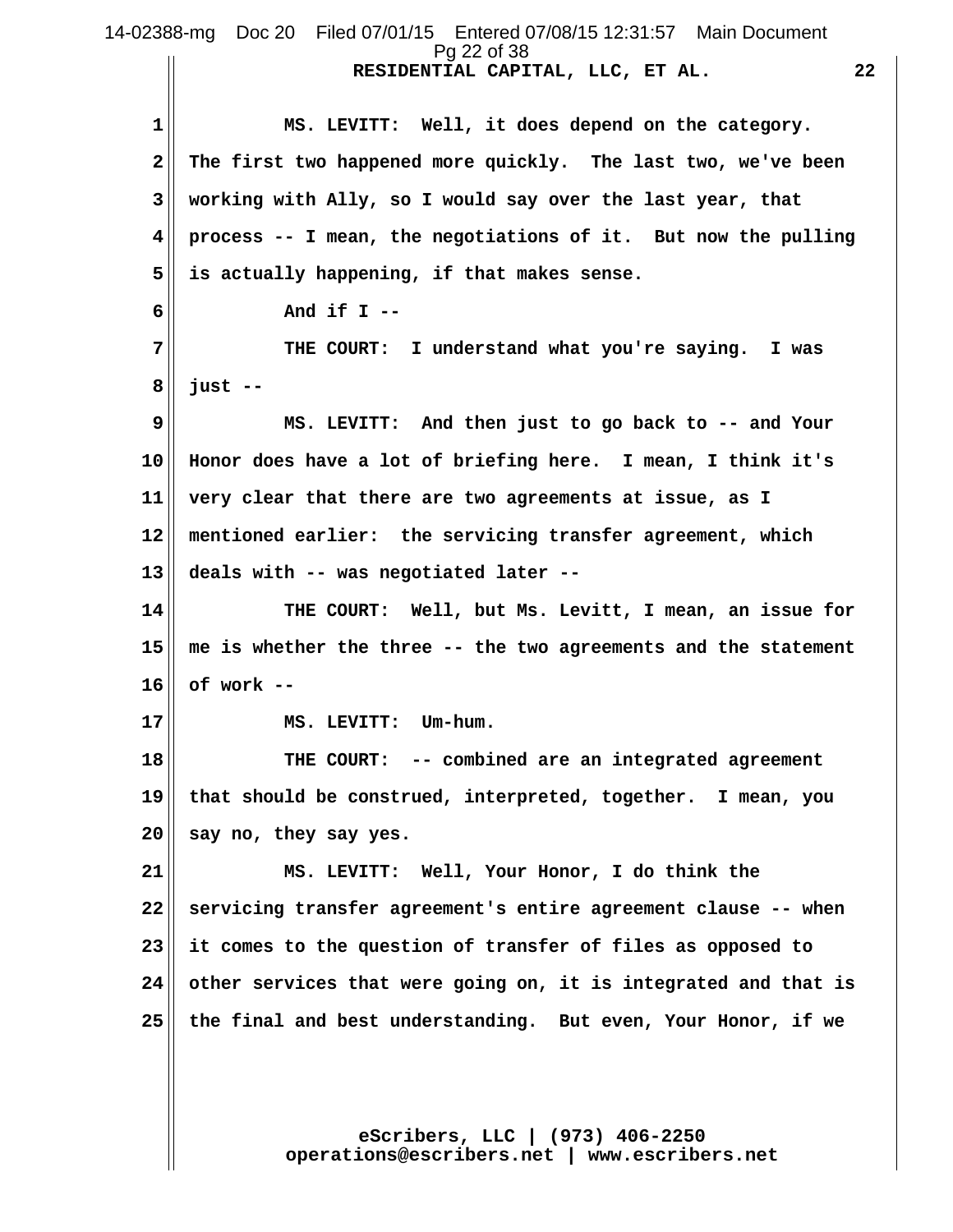MS. LEVITT: Well, it does depend on the category. The first two happened more quickly. The last two, we've been working with Ally, so I would say over the last year, that process -- I mean, the negotiations of it. But now the pulling is actually happening, if that makes sense.

And if I --

THE COURT: I understand what you're saying. I was just --

MS. LEVITT: And then just to go back to -- and Your Honor does have a lot of briefing here. I mean, I think it's very clear that there are two agreements at issue, as I mentioned earlier: the servicing transfer agreement, which deals with -- was negotiated later --

THE COURT: Well, but Ms. Levitt, I mean, an issue for me is whether the three -- the two agreements and the statement of work --

MS. LEVITT: Um-hum.

THE COURT: -- combined are an integrated agreement that should be construed, interpreted, together. I mean, you say no, they say yes.

MS. LEVITT: Well, Your Honor, I do think the servicing transfer agreement's entire agreement clause -- when it comes to the question of transfer of files as opposed to other services that were going on, it is integrated and that is the final and best understanding. But even, Your Honor, if we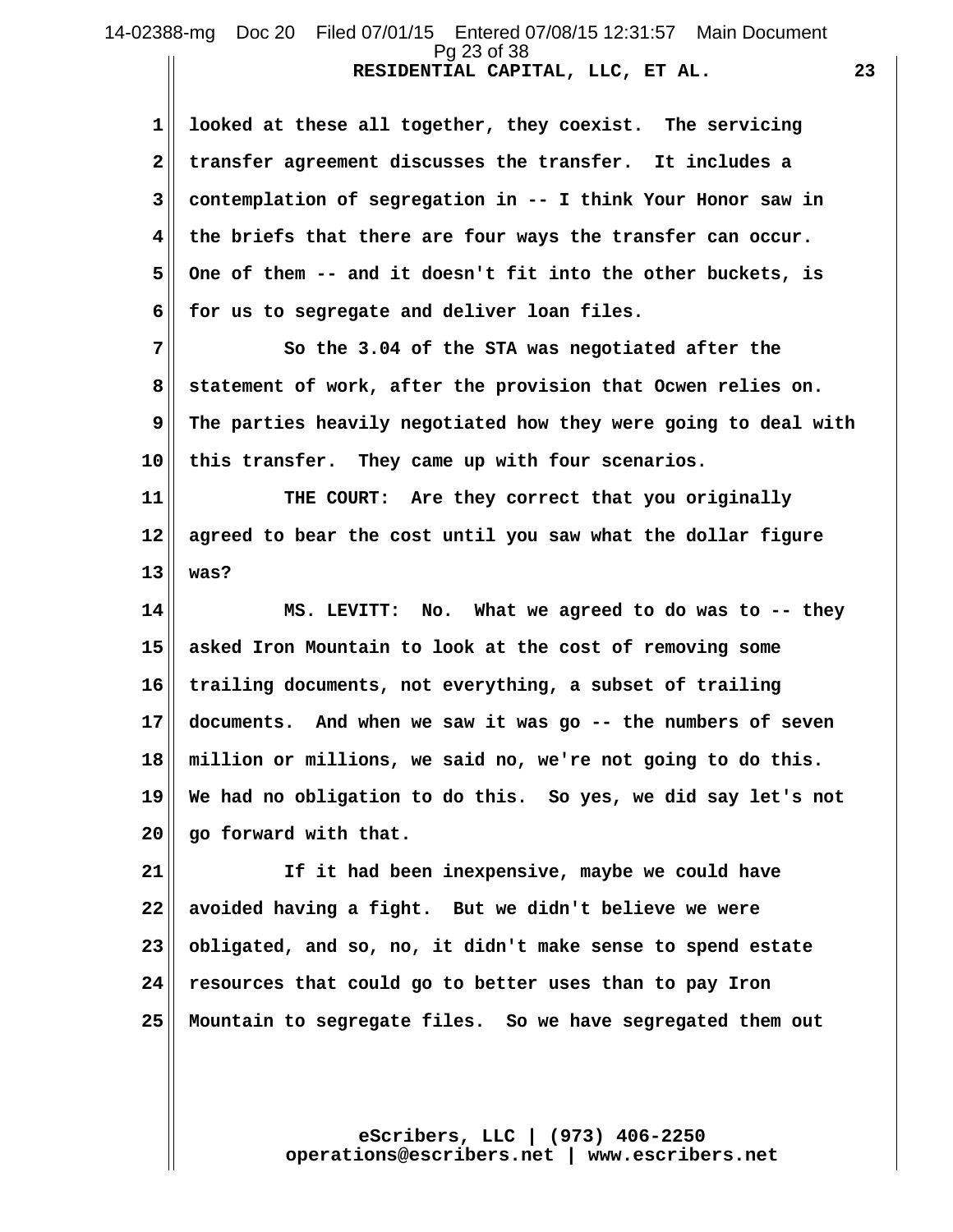looked at these all together, they coexist. The servicing transfer agreement discusses the transfer. It includes a contemplation of segregation in -- I think Your Honor saw in the briefs that there are four ways the transfer can occur. One of them -- and it doesn't fit into the other buckets, is for us to segregate and deliver loan files.

So the 3.04 of the STA was negotiated after the statement of work, after the provision that Ocwen relies on. The parties heavily negotiated how they were going to deal with this transfer. They came up with four scenarios.

THE COURT: Are they correct that you originally agreed to bear the cost until you saw what the dollar figure was?

MS. LEVITT: No. What we agreed to do was to -- they asked Iron Mountain to look at the cost of removing some trailing documents, not everything, a subset of trailing documents. And when we saw it was go -- the numbers of seven million or millions, we said no, we're not going to do this. We had no obligation to do this. So yes, we did say let's not go forward with that.

If it had been inexpensive, maybe we could have avoided having a fight. But we didn't believe we were obligated, and so, no, it didn't make sense to spend estate resources that could go to better uses than to pay Iron Mountain to segregate files. So we have segregated them out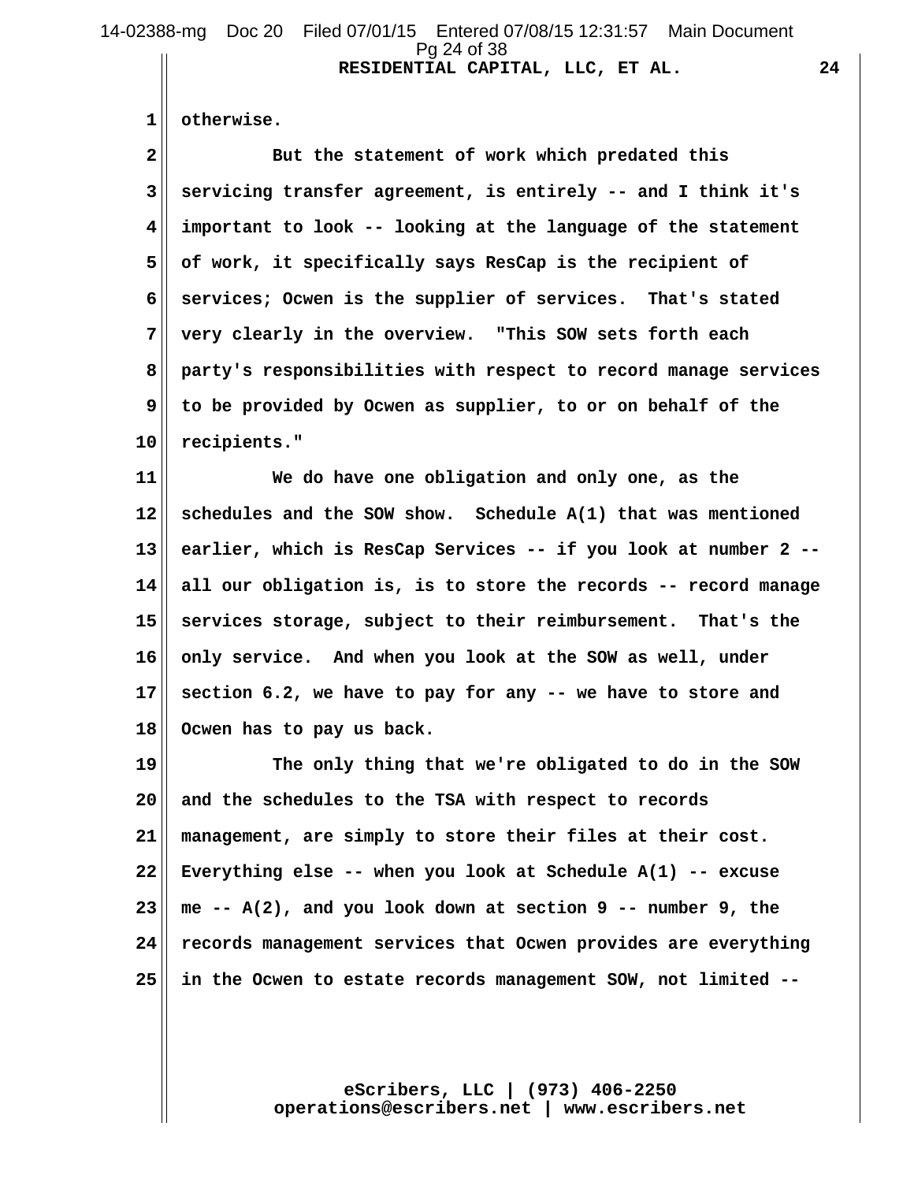otherwise.

But the statement of work which predated this servicing transfer agreement, is entirely -- and I think it's important to look -- looking at the language of the statement of work, it specifically says ResCap is the recipient of services; Ocwen is the supplier of services. That's stated very clearly in the overview. "This SOW sets forth each party's responsibilities with respect to record manage services to be provided by Ocwen as supplier, to or on behalf of the recipients."

We do have one obligation and only one, as the schedules and the SOW show. Schedule A(1) that was mentioned earlier, which is ResCap Services -- if you look at number 2 -- all our obligation is, is to store the records -- record manage services storage, subject to their reimbursement. That's the only service. And when you look at the SOW as well, under section 6.2, we have to pay for any -- we have to store and Ocwen has to pay us back.

The only thing that we're obligated to do in the SOW and the schedules to the TSA with respect to records management, are simply to store their files at their cost. Everything else -- when you look at Schedule A(1) -- excuse me -- A(2), and you look down at section 9 -- number 9, the records management services that Ocwen provides are everything in the Ocwen to estate records management SOW, not limited --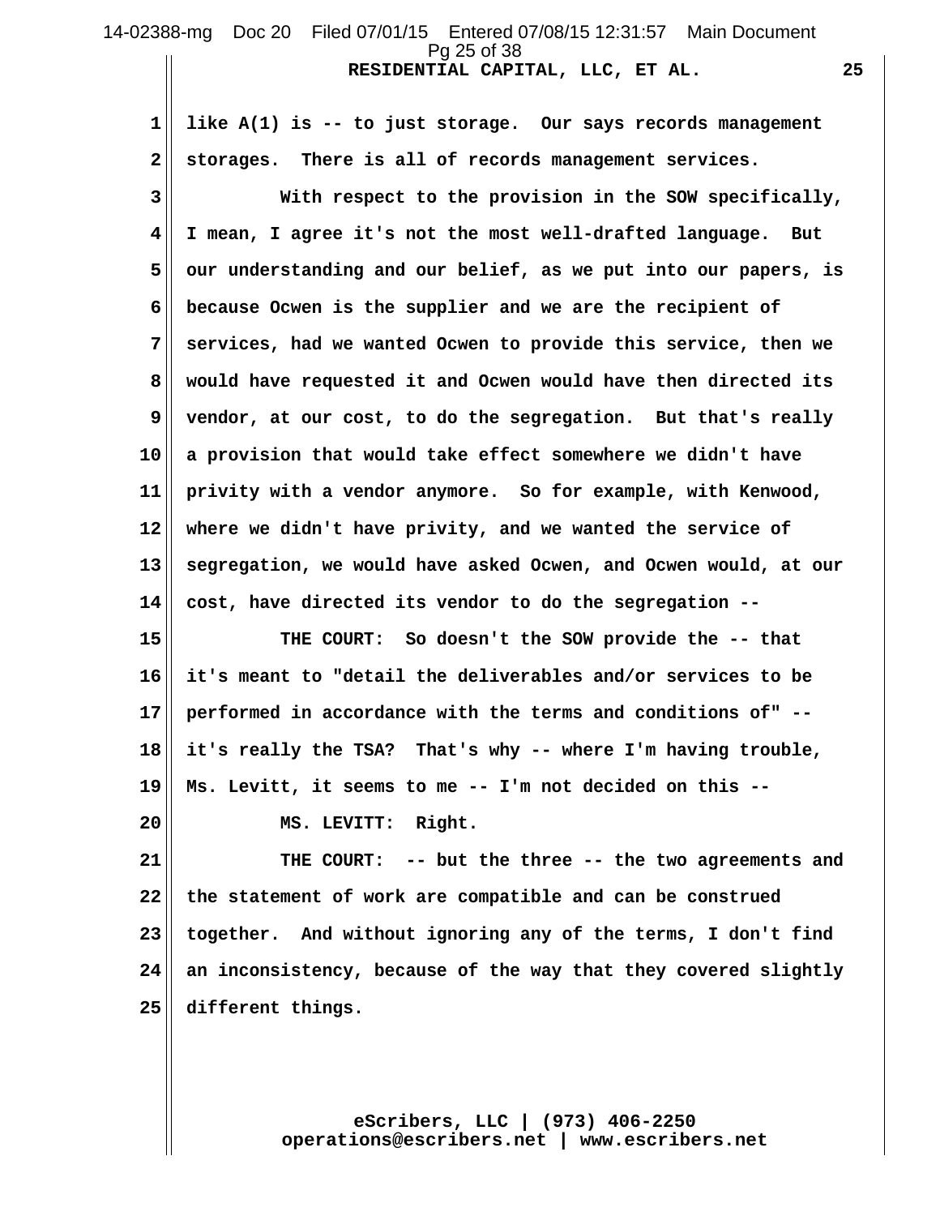like A(1) is -- to just storage. Our says records management storages. There is all of records management services.

With respect to the provision in the SOW specifically, I mean, I agree it's not the most well-drafted language. But our understanding and our belief, as we put into our papers, is because Ocwen is the supplier and we are the recipient of services, had we wanted Ocwen to provide this service, then we would have requested it and Ocwen would have then directed its vendor, at our cost, to do the segregation. But that's really a provision that would take effect somewhere we didn't have privity with a vendor anymore. So for example, with Kenwood, where we didn't have privity, and we wanted the service of segregation, we would have asked Ocwen, and Ocwen would, at our cost, have directed its vendor to do the segregation --

THE COURT: So doesn't the SOW provide the -- that it's meant to "detail the deliverables and/or services to be performed in accordance with the terms and conditions of" -- it's really the TSA? That's why -- where I'm having trouble, Ms. Levitt, it seems to me -- I'm not decided on this --

MS. LEVITT: Right.

THE COURT: -- but the three -- the two agreements and the statement of work are compatible and can be construed together. And without ignoring any of the terms, I don't find an inconsistency, because of the way that they covered slightly different things.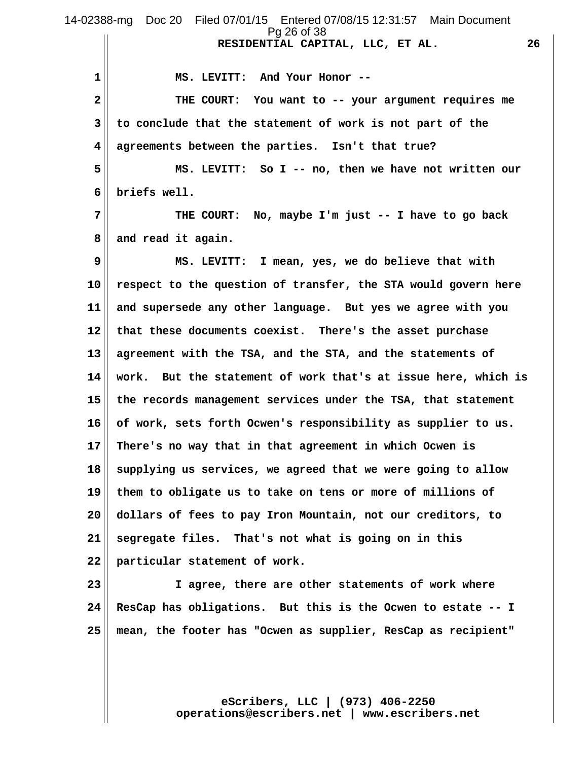MS. LEVITT: And Your Honor --

THE COURT: You want to -- your argument requires me to conclude that the statement of work is not part of the agreements between the parties. Isn't that true?

MS. LEVITT: So I -- no, then we have not written our briefs well.

THE COURT: No, maybe I'm just -- I have to go back and read it again.

MS. LEVITT: I mean, yes, we do believe that with respect to the question of transfer, the STA would govern here and supersede any other language. But yes we agree with you that these documents coexist. There's the asset purchase agreement with the TSA, and the STA, and the statements of work. But the statement of work that's at issue here, which is the records management services under the TSA, that statement of work, sets forth Ocwen's responsibility as supplier to us. There's no way that in that agreement in which Ocwen is supplying us services, we agreed that we were going to allow them to obligate us to take on tens or more of millions of dollars of fees to pay Iron Mountain, not our creditors, to segregate files. That's not what is going on in this particular statement of work.

I agree, there are other statements of work where ResCap has obligations. But this is the Ocwen to estate -- I mean, the footer has "Ocwen as supplier, ResCap as recipient"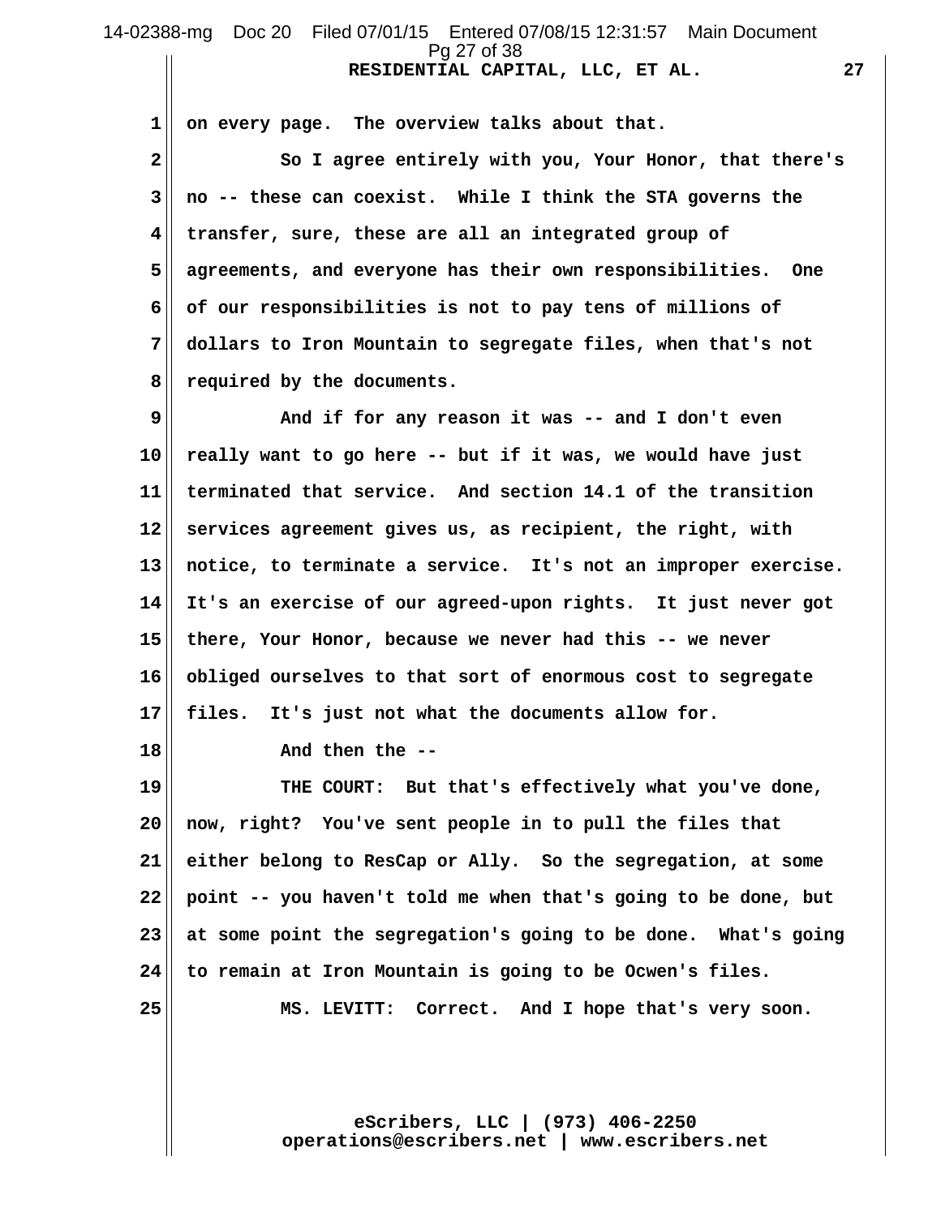on every page. The overview talks about that.

So I agree entirely with you, Your Honor, that there's no -- these can coexist. While I think the STA governs the transfer, sure, these are all an integrated group of agreements, and everyone has their own responsibilities. One of our responsibilities is not to pay tens of millions of dollars to Iron Mountain to segregate files, when that's not required by the documents.

And if for any reason it was -- and I don't even really want to go here -- but if it was, we would have just terminated that service. And section 14.1 of the transition services agreement gives us, as recipient, the right, with notice, to terminate a service. It's not an improper exercise. It's an exercise of our agreed-upon rights. It just never got there, Your Honor, because we never had this -- we never obliged ourselves to that sort of enormous cost to segregate files. It's just not what the documents allow for.

And then the --

THE COURT: But that's effectively what you've done, now, right? You've sent people in to pull the files that either belong to ResCap or Ally. So the segregation, at some point -- you haven't told me when that's going to be done, but at some point the segregation's going to be done. What's going to remain at Iron Mountain is going to be Ocwen's files.

MS. LEVITT: Correct. And I hope that's very soon.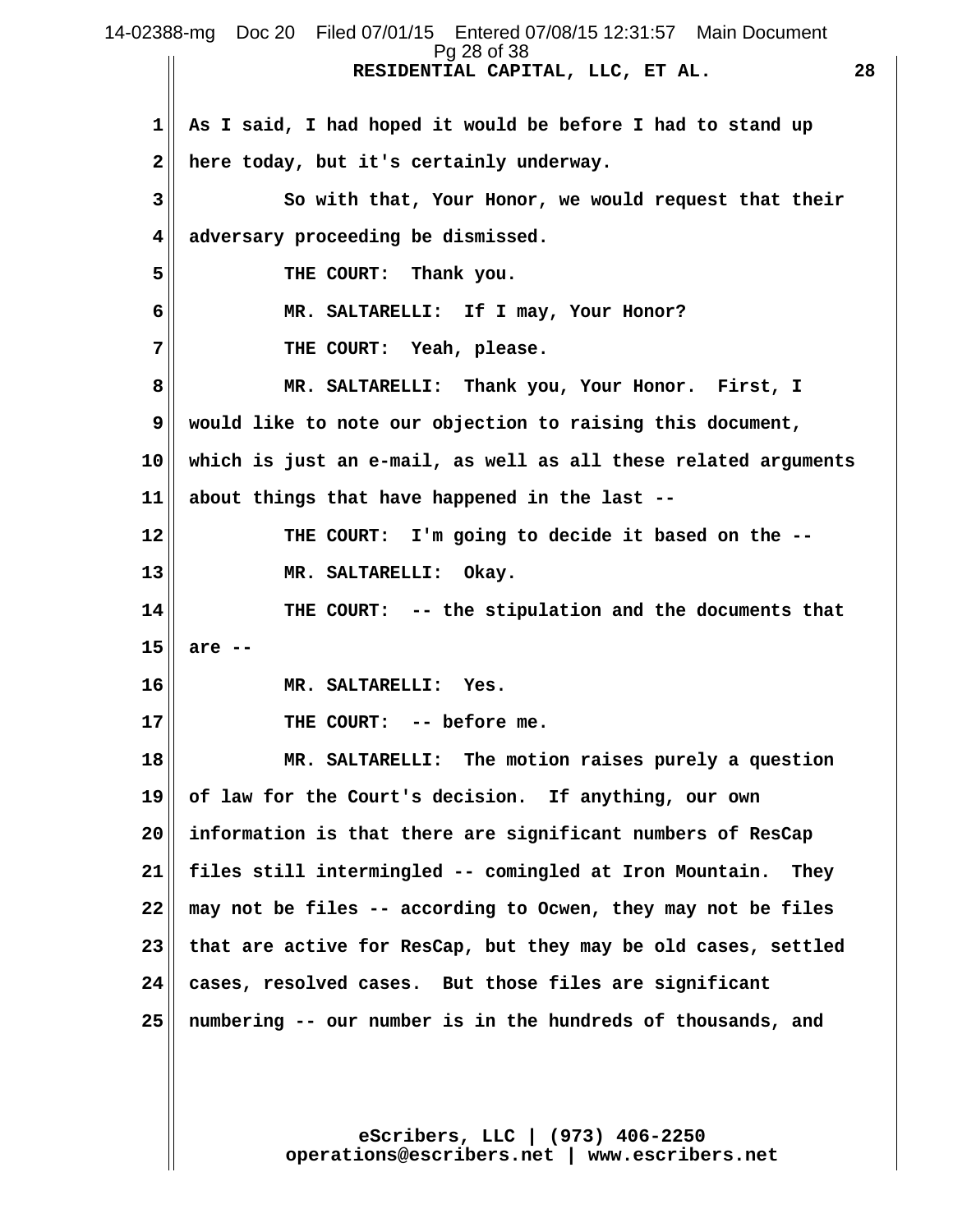1 As I said, I had hoped it would be before I had to stand up
2 here today, but it's certainly underway.
3 So with that, Your Honor, we would request that their
4 adversary proceeding be dismissed.
5 THE COURT: Thank you.
6 MR. SALTARELLI: If I may, Your Honor?
7 THE COURT: Yeah, please.
8 MR. SALTARELLI: Thank you, Your Honor. First, I
9 would like to note our objection to raising this document,
10 which is just an e-mail, as well as all these related arguments
11 about things that have happened in the last --
12 THE COURT: I'm going to decide it based on the --
13 MR. SALTARELLI: Okay.
14 THE COURT: -- the stipulation and the documents that
15 are --
16 MR. SALTARELLI: Yes.
17 THE COURT: -- before me.
18 MR. SALTARELLI: The motion raises purely a question
19 of law for the Court's decision. If anything, our own
20 information is that there are significant numbers of ResCap
21 files still intermingled -- comingled at Iron Mountain. They
22 may not be files -- according to Ocwen, they may not be files
23 that are active for ResCap, but they may be old cases, settled
24 cases, resolved cases. But those files are significant
25 numbering -- our number is in the hundreds of thousands, and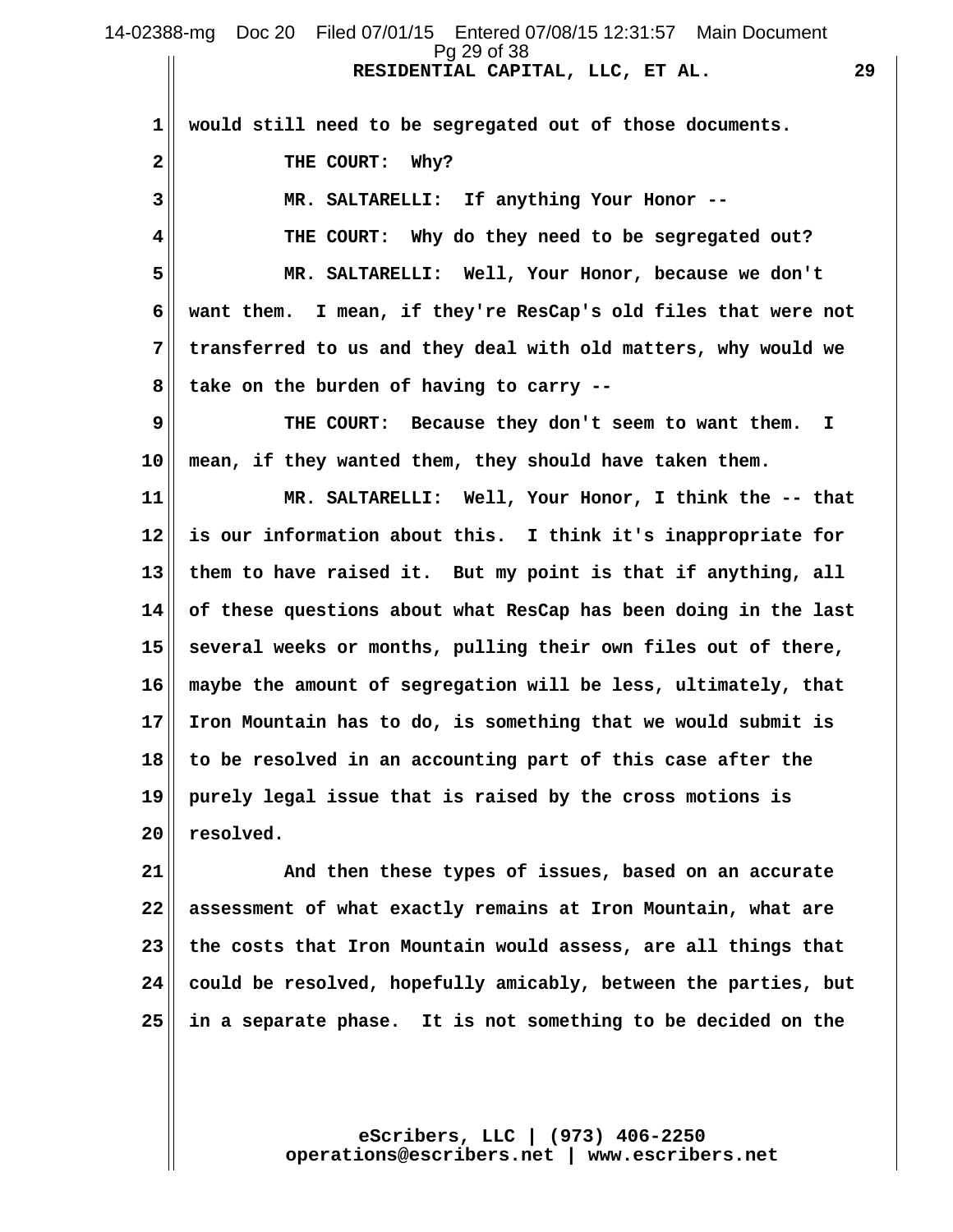would still need to be segregated out of those documents.

THE COURT: Why?

MR. SALTARELLI: If anything Your Honor --

THE COURT: Why do they need to be segregated out?

MR. SALTARELLI: Well, Your Honor, because we don't want them. I mean, if they're ResCap's old files that were not transferred to us and they deal with old matters, why would we take on the burden of having to carry --

THE COURT: Because they don't seem to want them. I mean, if they wanted them, they should have taken them.

MR. SALTARELLI: Well, Your Honor, I think the -- that is our information about this. I think it's inappropriate for them to have raised it. But my point is that if anything, all of these questions about what ResCap has been doing in the last several weeks or months, pulling their own files out of there, maybe the amount of segregation will be less, ultimately, that Iron Mountain has to do, is something that we would submit is to be resolved in an accounting part of this case after the purely legal issue that is raised by the cross motions is resolved.

And then these types of issues, based on an accurate assessment of what exactly remains at Iron Mountain, what are the costs that Iron Mountain would assess, are all things that could be resolved, hopefully amicably, between the parties, but in a separate phase. It is not something to be decided on the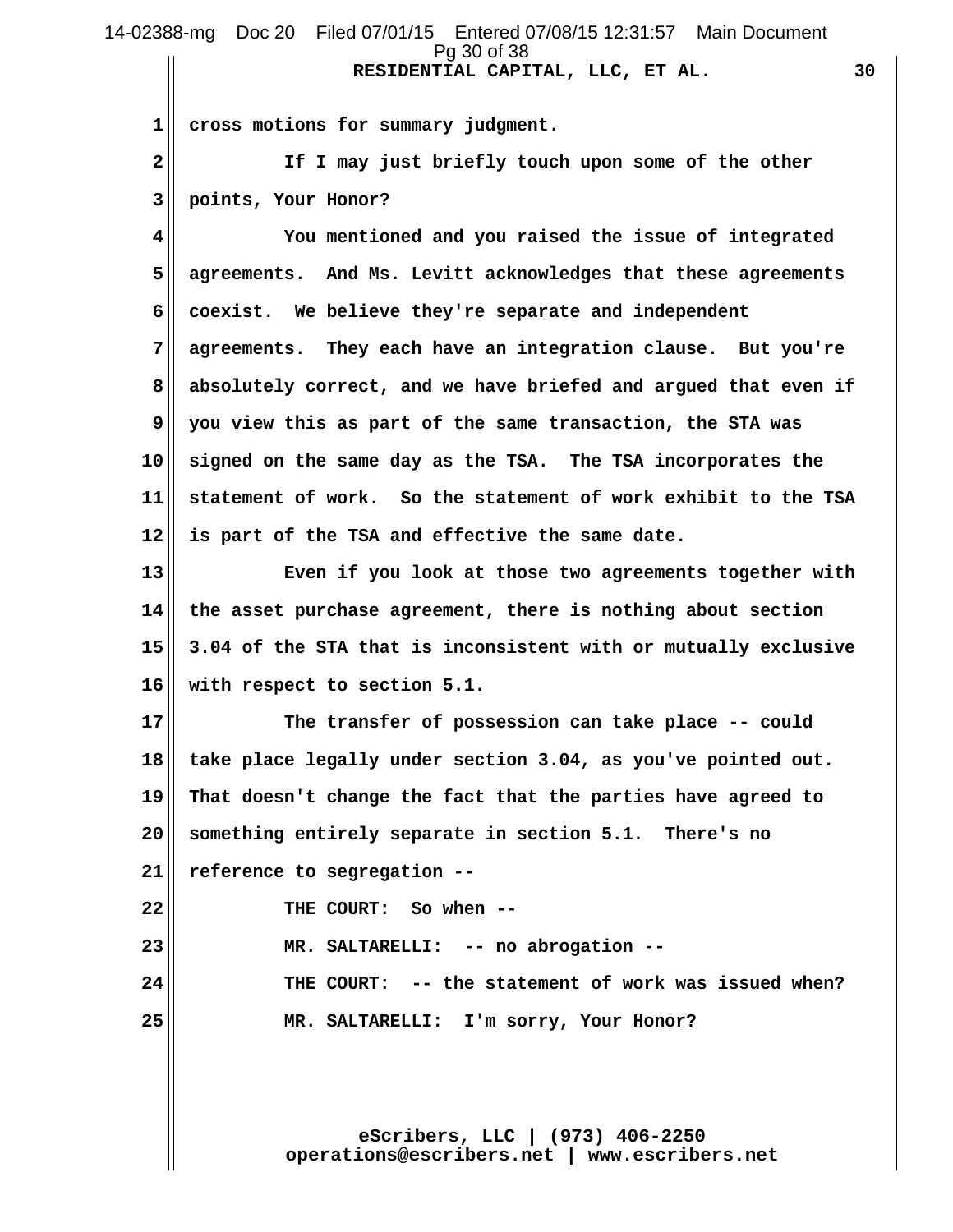cross motions for summary judgment.

If I may just briefly touch upon some of the other points, Your Honor?

You mentioned and you raised the issue of integrated agreements. And Ms. Levitt acknowledges that these agreements coexist. We believe they're separate and independent agreements. They each have an integration clause. But you're absolutely correct, and we have briefed and argued that even if you view this as part of the same transaction, the STA was signed on the same day as the TSA. The TSA incorporates the statement of work. So the statement of work exhibit to the TSA is part of the TSA and effective the same date.

Even if you look at those two agreements together with the asset purchase agreement, there is nothing about section 3.04 of the STA that is inconsistent with or mutually exclusive with respect to section 5.1.

The transfer of possession can take place -- could take place legally under section 3.04, as you've pointed out. That doesn't change the fact that the parties have agreed to something entirely separate in section 5.1. There's no reference to segregation --

THE COURT: So when --

MR. SALTARELLI: -- no abrogation --

THE COURT: -- the statement of work was issued when?

MR. SALTARELLI: I'm sorry, Your Honor?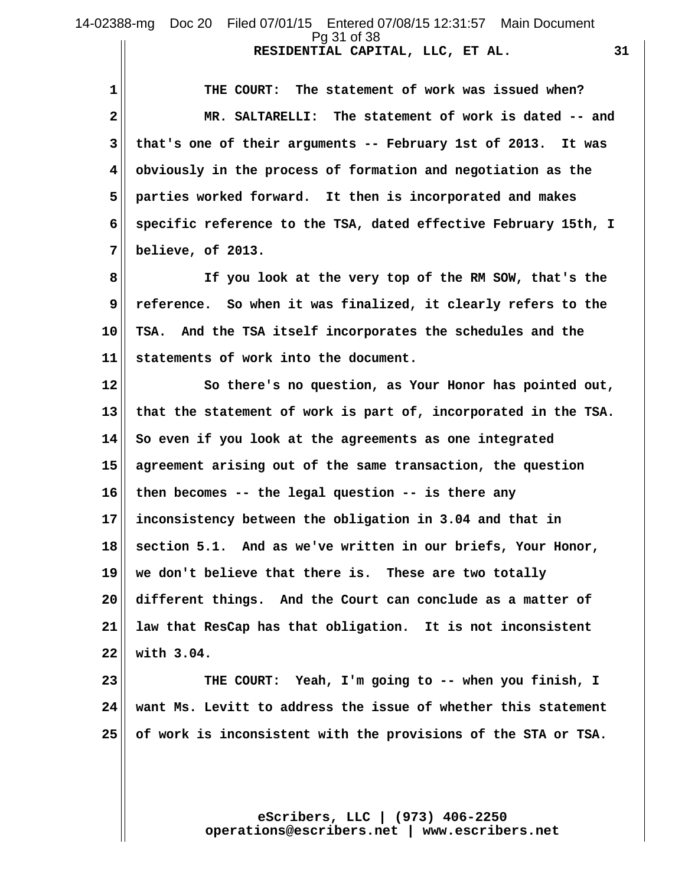THE COURT: The statement of work was issued when?

MR. SALTARELLI: The statement of work is dated -- and that's one of their arguments -- February 1st of 2013. It was obviously in the process of formation and negotiation as the parties worked forward. It then is incorporated and makes specific reference to the TSA, dated effective February 15th, I believe, of 2013.

If you look at the very top of the RM SOW, that's the reference. So when it was finalized, it clearly refers to the TSA. And the TSA itself incorporates the schedules and the statements of work into the document.

So there's no question, as Your Honor has pointed out, that the statement of work is part of, incorporated in the TSA. So even if you look at the agreements as one integrated agreement arising out of the same transaction, the question then becomes -- the legal question -- is there any inconsistency between the obligation in 3.04 and that in section 5.1. And as we've written in our briefs, Your Honor, we don't believe that there is. These are two totally different things. And the Court can conclude as a matter of law that ResCap has that obligation. It is not inconsistent with 3.04.

THE COURT: Yeah, I'm going to -- when you finish, I want Ms. Levitt to address the issue of whether this statement of work is inconsistent with the provisions of the STA or TSA.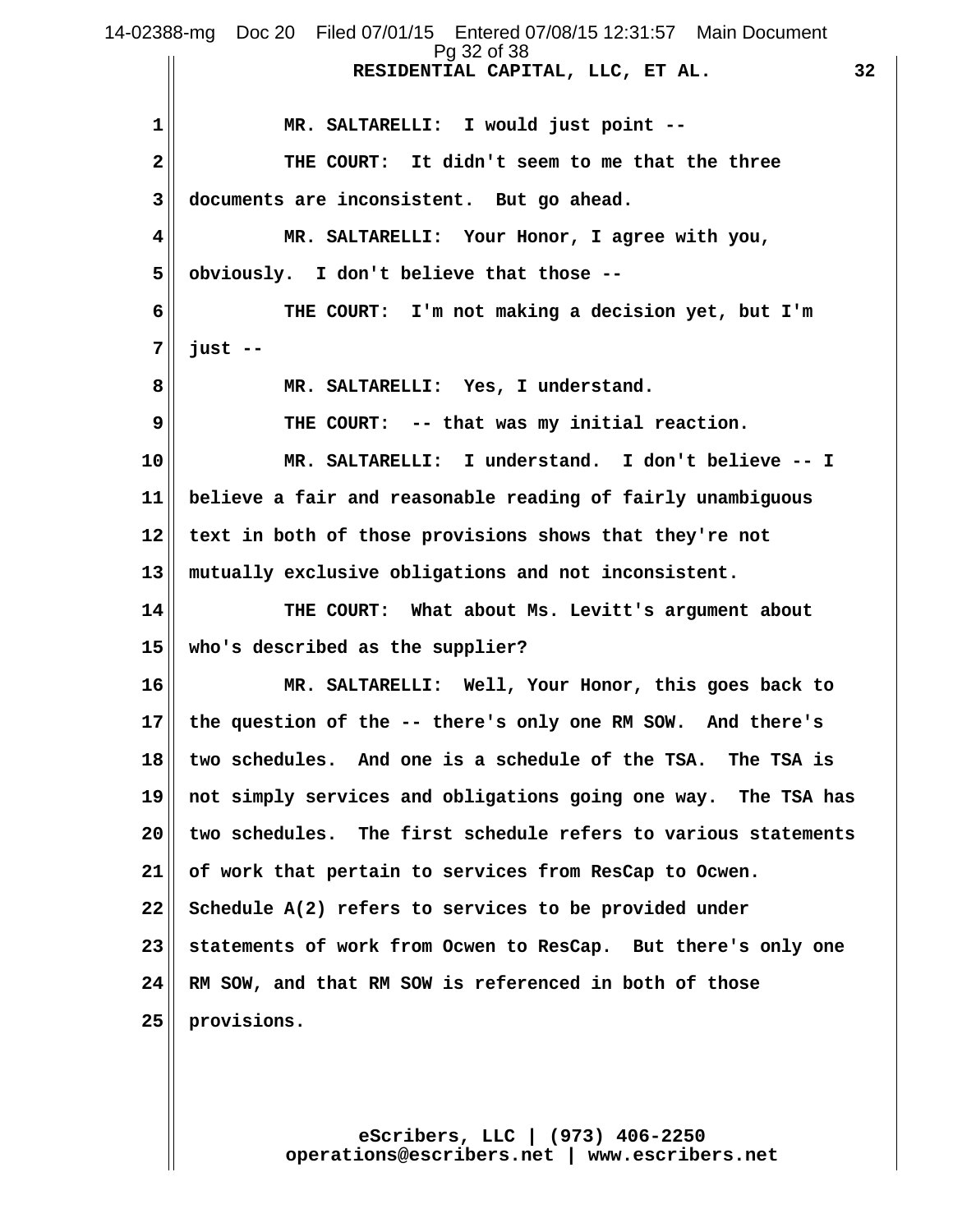MR. SALTARELLI: I would just point --

THE COURT: It didn't seem to me that the three documents are inconsistent. But go ahead.

MR. SALTARELLI: Your Honor, I agree with you, obviously. I don't believe that those --

THE COURT: I'm not making a decision yet, but I'm just --

MR. SALTARELLI: Yes, I understand.

THE COURT: -- that was my initial reaction.

MR. SALTARELLI: I understand. I don't believe -- I believe a fair and reasonable reading of fairly unambiguous text in both of those provisions shows that they're not mutually exclusive obligations and not inconsistent.

THE COURT: What about Ms. Levitt's argument about who's described as the supplier?

MR. SALTARELLI: Well, Your Honor, this goes back to the question of the -- there's only one RM SOW. And there's two schedules. And one is a schedule of the TSA. The TSA is not simply services and obligations going one way. The TSA has two schedules. The first schedule refers to various statements of work that pertain to services from ResCap to Ocwen. Schedule A(2) refers to services to be provided under statements of work from Ocwen to ResCap. But there's only one RM SOW, and that RM SOW is referenced in both of those provisions.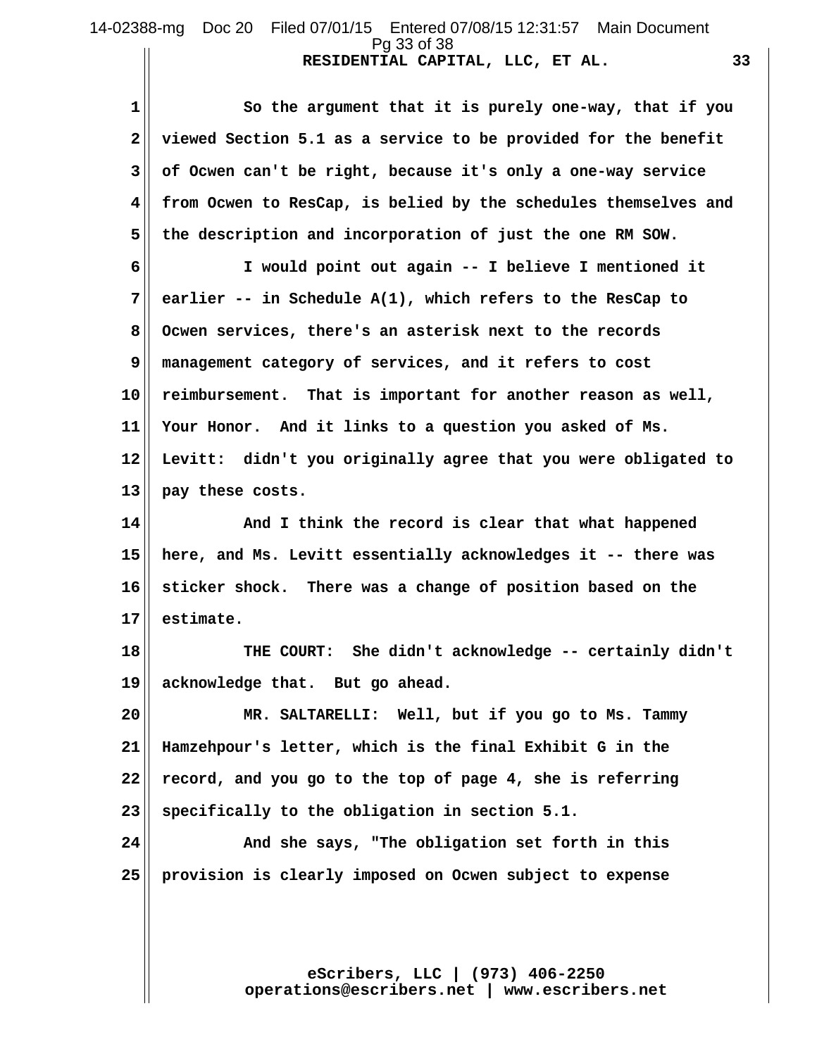So the argument that it is purely one-way, that if you viewed Section 5.1 as a service to be provided for the benefit of Ocwen can't be right, because it's only a one-way service from Ocwen to ResCap, is belied by the schedules themselves and the description and incorporation of just the one RM SOW.

I would point out again -- I believe I mentioned it earlier -- in Schedule A(1), which refers to the ResCap to Ocwen services, there's an asterisk next to the records management category of services, and it refers to cost reimbursement. That is important for another reason as well, Your Honor. And it links to a question you asked of Ms. Levitt: didn't you originally agree that you were obligated to pay these costs.

And I think the record is clear that what happened here, and Ms. Levitt essentially acknowledges it -- there was sticker shock. There was a change of position based on the estimate.

THE COURT: She didn't acknowledge -- certainly didn't acknowledge that. But go ahead.

MR. SALTARELLI: Well, but if you go to Ms. Tammy Hamzehpour's letter, which is the final Exhibit G in the record, and you go to the top of page 4, she is referring specifically to the obligation in section 5.1.

And she says, "The obligation set forth in this provision is clearly imposed on Ocwen subject to expense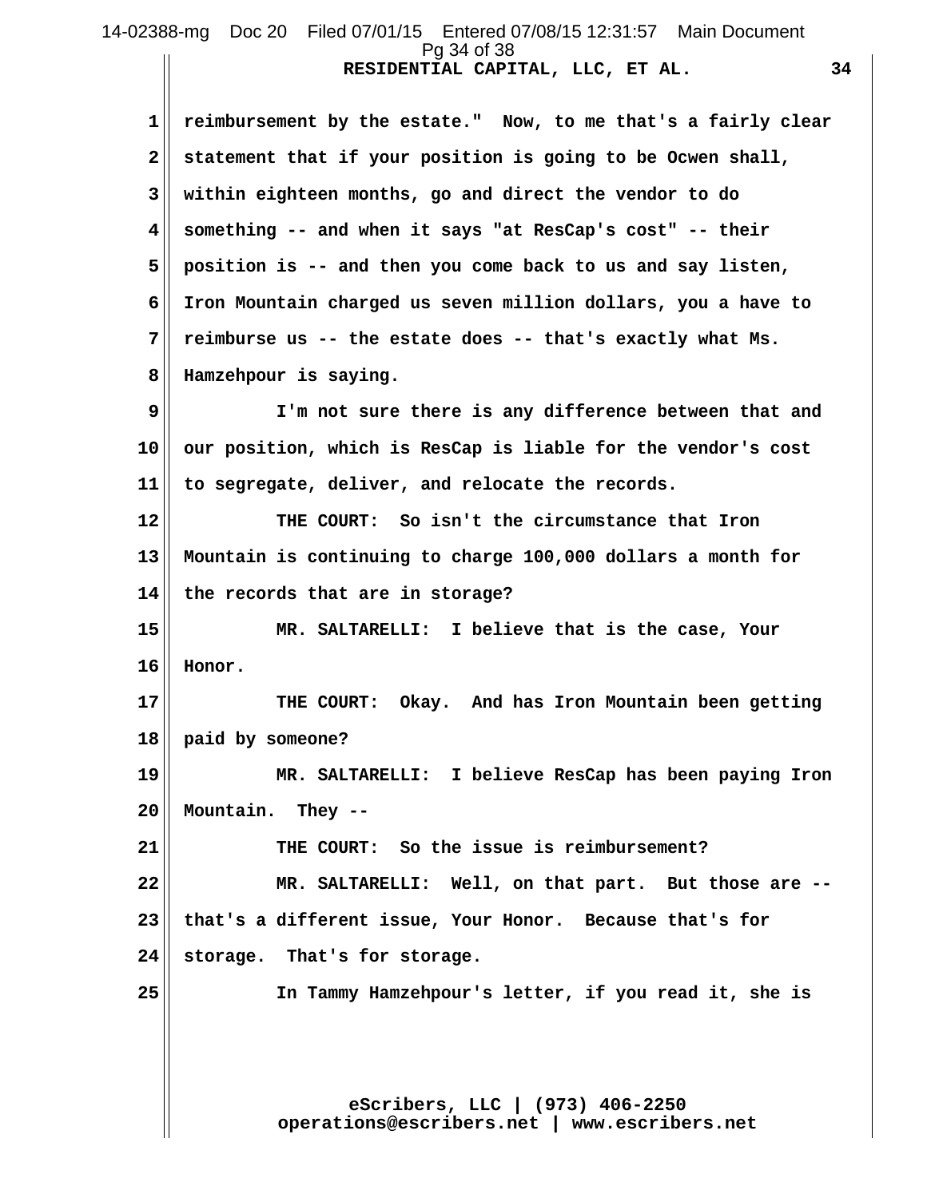reimbursement by the estate." Now, to me that's a fairly clear statement that if your position is going to be Ocwen shall, within eighteen months, go and direct the vendor to do something -- and when it says "at ResCap's cost" -- their position is -- and then you come back to us and say listen, Iron Mountain charged us seven million dollars, you a have to reimburse us -- the estate does -- that's exactly what Ms. Hamzehpour is saying.

I'm not sure there is any difference between that and our position, which is ResCap is liable for the vendor's cost to segregate, deliver, and relocate the records.

THE COURT: So isn't the circumstance that Iron Mountain is continuing to charge 100,000 dollars a month for the records that are in storage?

MR. SALTARELLI: I believe that is the case, Your Honor.

THE COURT: Okay. And has Iron Mountain been getting paid by someone?

MR. SALTARELLI: I believe ResCap has been paying Iron Mountain. They --

THE COURT: So the issue is reimbursement?

MR. SALTARELLI: Well, on that part. But those are -- that's a different issue, Your Honor. Because that's for storage. That's for storage.

In Tammy Hamzehpour's letter, if you read it, she is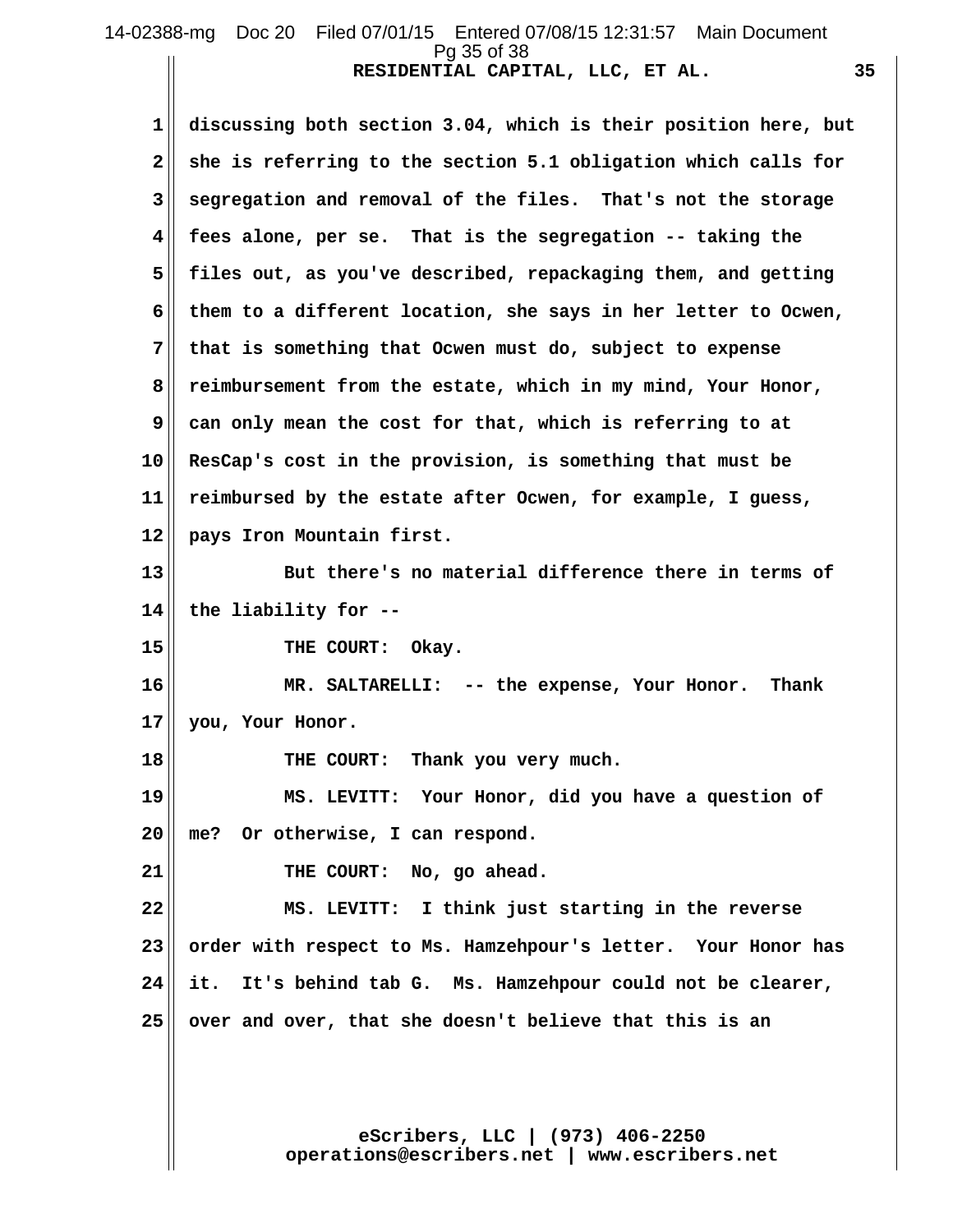discussing both section 3.04, which is their position here, but she is referring to the section 5.1 obligation which calls for segregation and removal of the files. That's not the storage fees alone, per se. That is the segregation -- taking the files out, as you've described, repackaging them, and getting them to a different location, she says in her letter to Ocwen, that is something that Ocwen must do, subject to expense reimbursement from the estate, which in my mind, Your Honor, can only mean the cost for that, which is referring to at ResCap's cost in the provision, is something that must be reimbursed by the estate after Ocwen, for example, I guess, pays Iron Mountain first.

But there's no material difference there in terms of the liability for --

THE COURT: Okay.

MR. SALTARELLI: -- the expense, Your Honor. Thank you, Your Honor.

THE COURT: Thank you very much.

MS. LEVITT: Your Honor, did you have a question of me? Or otherwise, I can respond.

THE COURT: No, go ahead.

MS. LEVITT: I think just starting in the reverse order with respect to Ms. Hamzehpour's letter. Your Honor has it. It's behind tab G. Ms. Hamzehpour could not be clearer, over and over, that she doesn't believe that this is an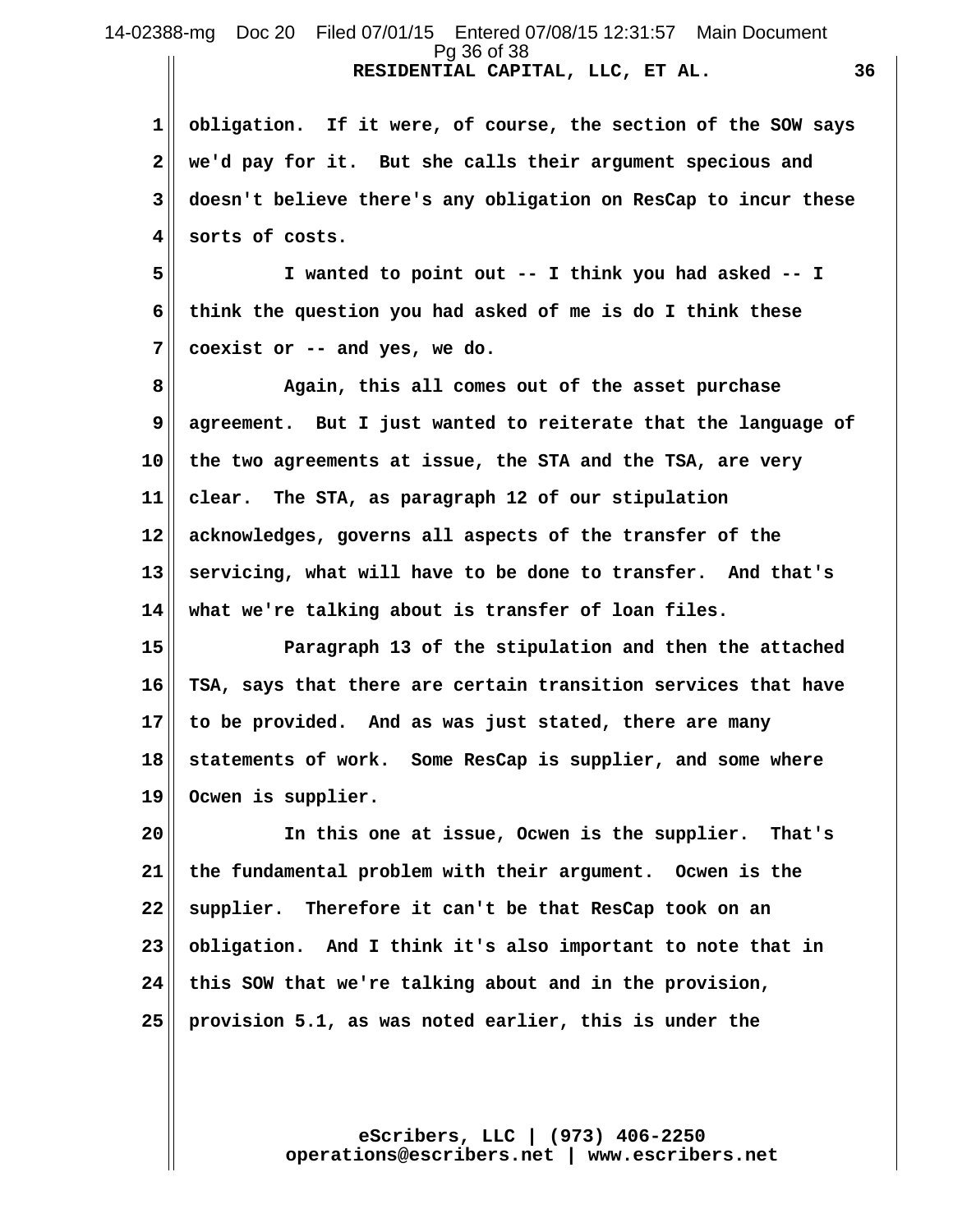obligation. If it were, of course, the section of the SOW says we'd pay for it. But she calls their argument specious and doesn't believe there's any obligation on ResCap to incur these sorts of costs.

I wanted to point out -- I think you had asked -- I think the question you had asked of me is do I think these coexist or -- and yes, we do.

Again, this all comes out of the asset purchase agreement. But I just wanted to reiterate that the language of the two agreements at issue, the STA and the TSA, are very clear. The STA, as paragraph 12 of our stipulation acknowledges, governs all aspects of the transfer of the servicing, what will have to be done to transfer. And that's what we're talking about is transfer of loan files.

Paragraph 13 of the stipulation and then the attached TSA, says that there are certain transition services that have to be provided. And as was just stated, there are many statements of work. Some ResCap is supplier, and some where Ocwen is supplier.

In this one at issue, Ocwen is the supplier. That's the fundamental problem with their argument. Ocwen is the supplier. Therefore it can't be that ResCap took on an obligation. And I think it's also important to note that in this SOW that we're talking about and in the provision, provision 5.1, as was noted earlier, this is under the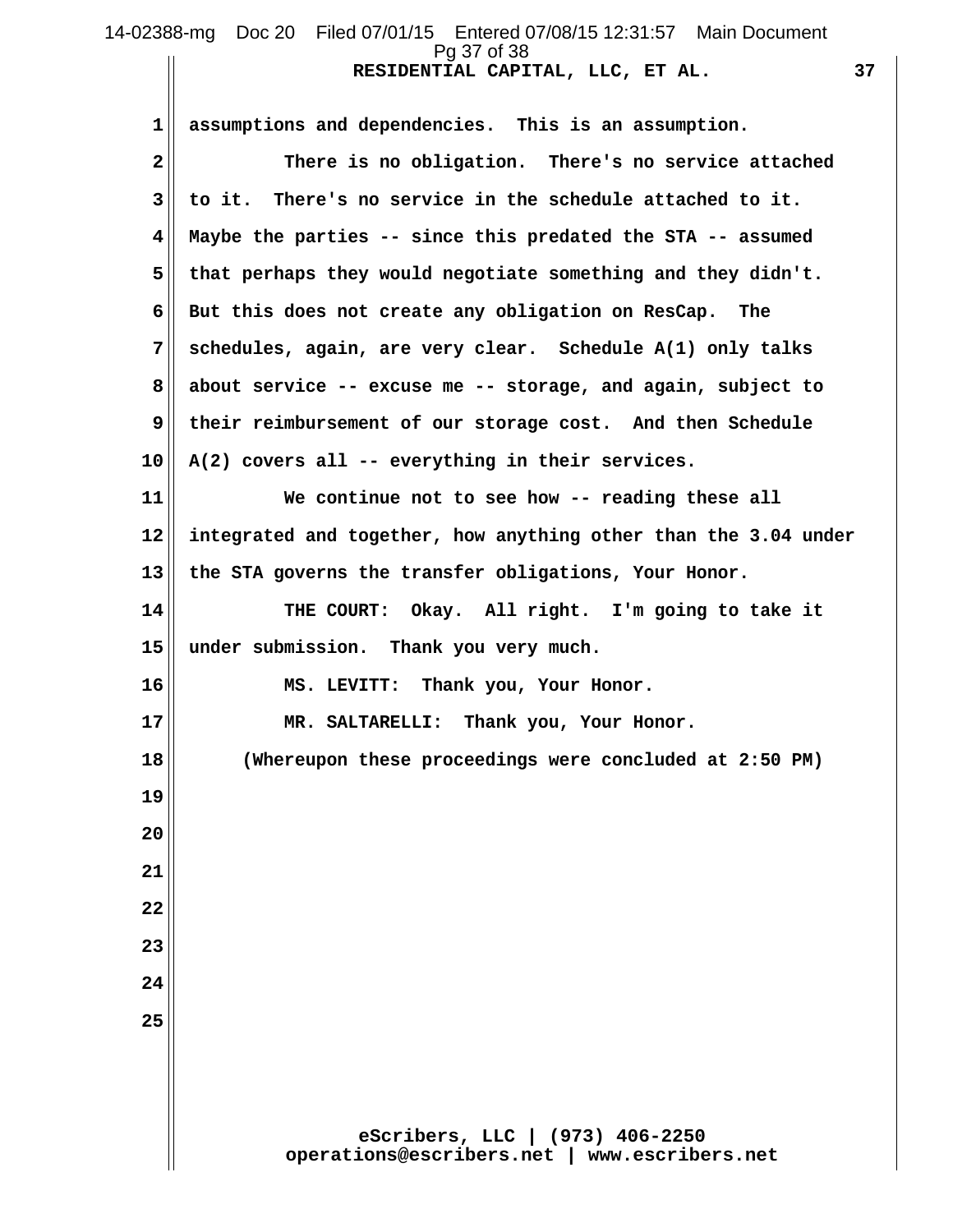1 assumptions and dependencies. This is an assumption.

2 There is no obligation. There's no service attached

3 to it. There's no service in the schedule attached to it.

4 Maybe the parties -- since this predated the STA -- assumed

5 that perhaps they would negotiate something and they didn't.

6 But this does not create any obligation on ResCap. The

7 schedules, again, are very clear. Schedule A(1) only talks

8 about service -- excuse me -- storage, and again, subject to

9 their reimbursement of our storage cost. And then Schedule

10 A(2) covers all -- everything in their services.

11 We continue not to see how -- reading these all

12 integrated and together, how anything other than the 3.04 under

13 the STA governs the transfer obligations, Your Honor.

14 THE COURT: Okay. All right. I'm going to take it

15 under submission. Thank you very much.

16 MS. LEVITT: Thank you, Your Honor.

17 MR. SALTARELLI: Thank you, Your Honor.

18 (Whereupon these proceedings were concluded at 2:50 PM)

19

20

21

22

23

24

25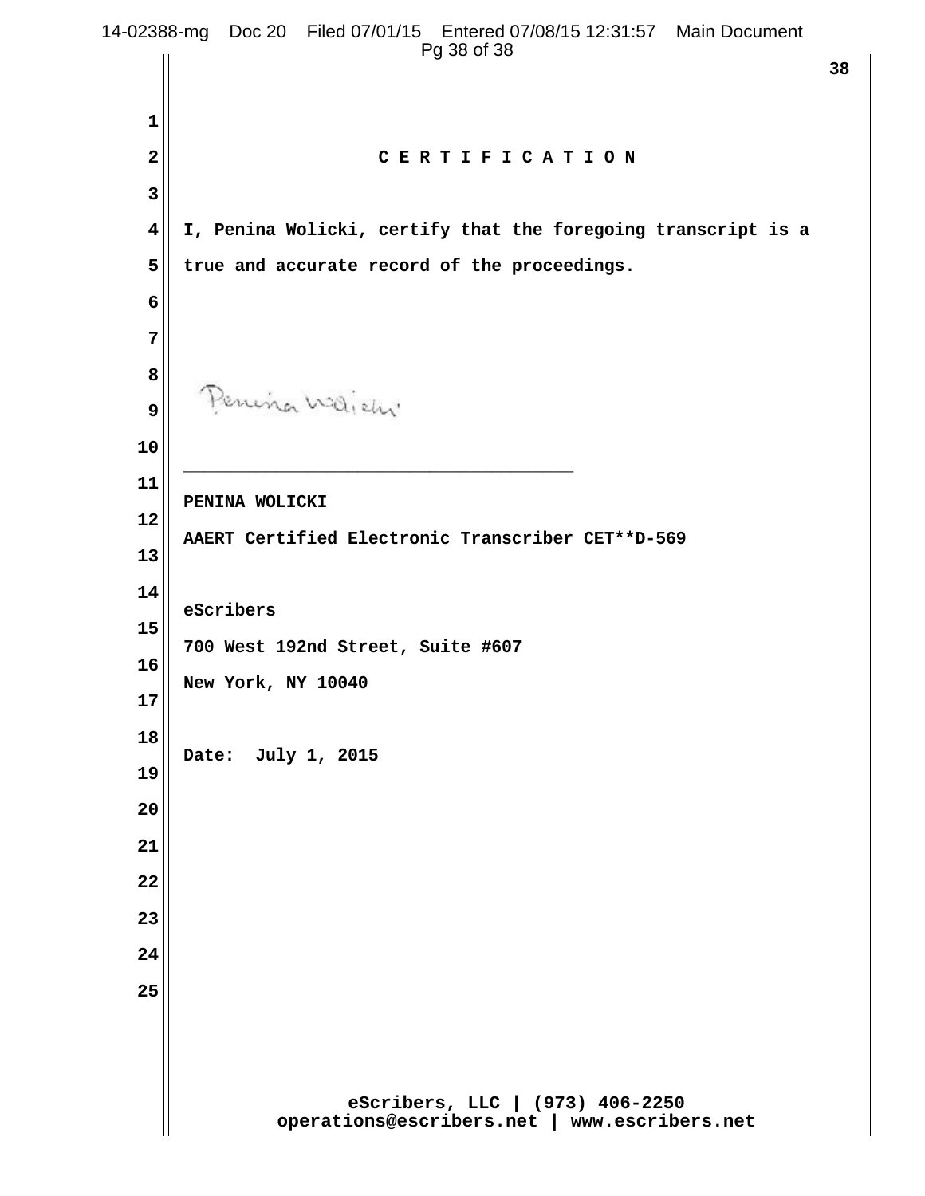## C E R T I F I C A T I O N

I, Penina Wolicki, certify that the foregoing transcript is a true and accurate record of the proceedings.

Penina Wolicki

\_\_\_\_\_\_\_\_\_\_\_\_\_\_\_\_\_\_\_\_\_\_\_\_\_\_\_\_\_\_\_\_\_\_\_\_\_\_

**PENINA WOLICKI**

**AAERT Certified Electronic Transcriber CET**D-569**

**eScribers**

**700 West 192nd Street, Suite #607**

**New York, NY 10040**

**Date: July 1, 2015**

**eScribers, LLC | (973) 406-2250**
**operations@escribers.net | www.escribers.net**